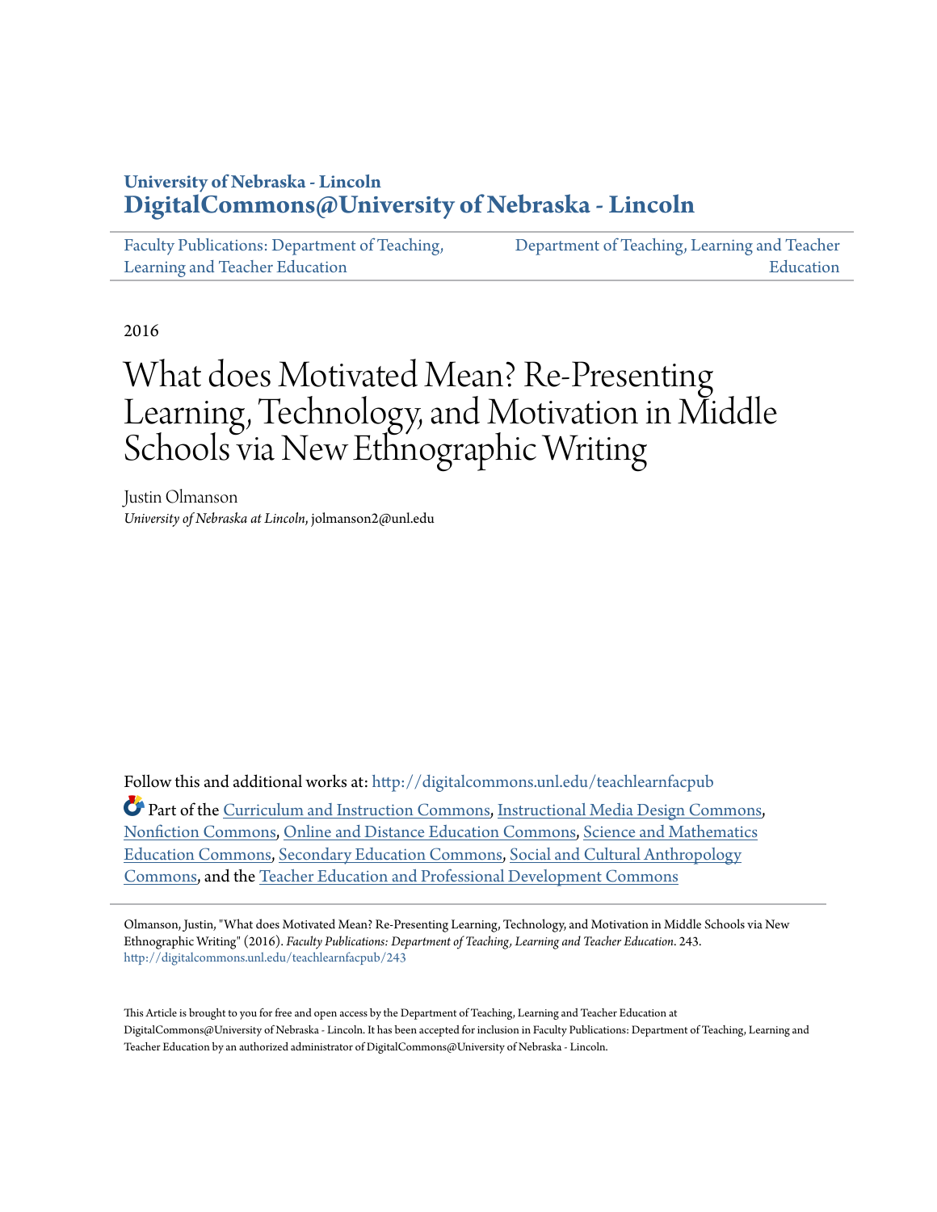University of Nebraska - Lincoln
**DigitalCommons@University of Nebraska - Lincoln**

Faculty Publications: Department of Teaching, Learning and Teacher Education

Department of Teaching, Learning and Teacher Education

2016

# What does Motivated Mean? Re-Presenting Learning, Technology, and Motivation in Middle Schools via New Ethnographic Writing

Justin Olmanson
*University of Nebraska at Lincoln*, jolmanson2@unl.edu

Follow this and additional works at: http://digitalcommons.unl.edu/teachlearnfacpub

Part of the Curriculum and Instruction Commons, Instructional Media Design Commons, Nonfiction Commons, Online and Distance Education Commons, Science and Mathematics Education Commons, Secondary Education Commons, Social and Cultural Anthropology Commons, and the Teacher Education and Professional Development Commons

Olmanson, Justin, "What does Motivated Mean? Re-Presenting Learning, Technology, and Motivation in Middle Schools via New Ethnographic Writing" (2016). *Faculty Publications: Department of Teaching, Learning and Teacher Education*. 243.
http://digitalcommons.unl.edu/teachlearnfacpub/243

This Article is brought to you for free and open access by the Department of Teaching, Learning and Teacher Education at DigitalCommons@University of Nebraska - Lincoln. It has been accepted for inclusion in Faculty Publications: Department of Teaching, Learning and Teacher Education by an authorized administrator of DigitalCommons@University of Nebraska - Lincoln.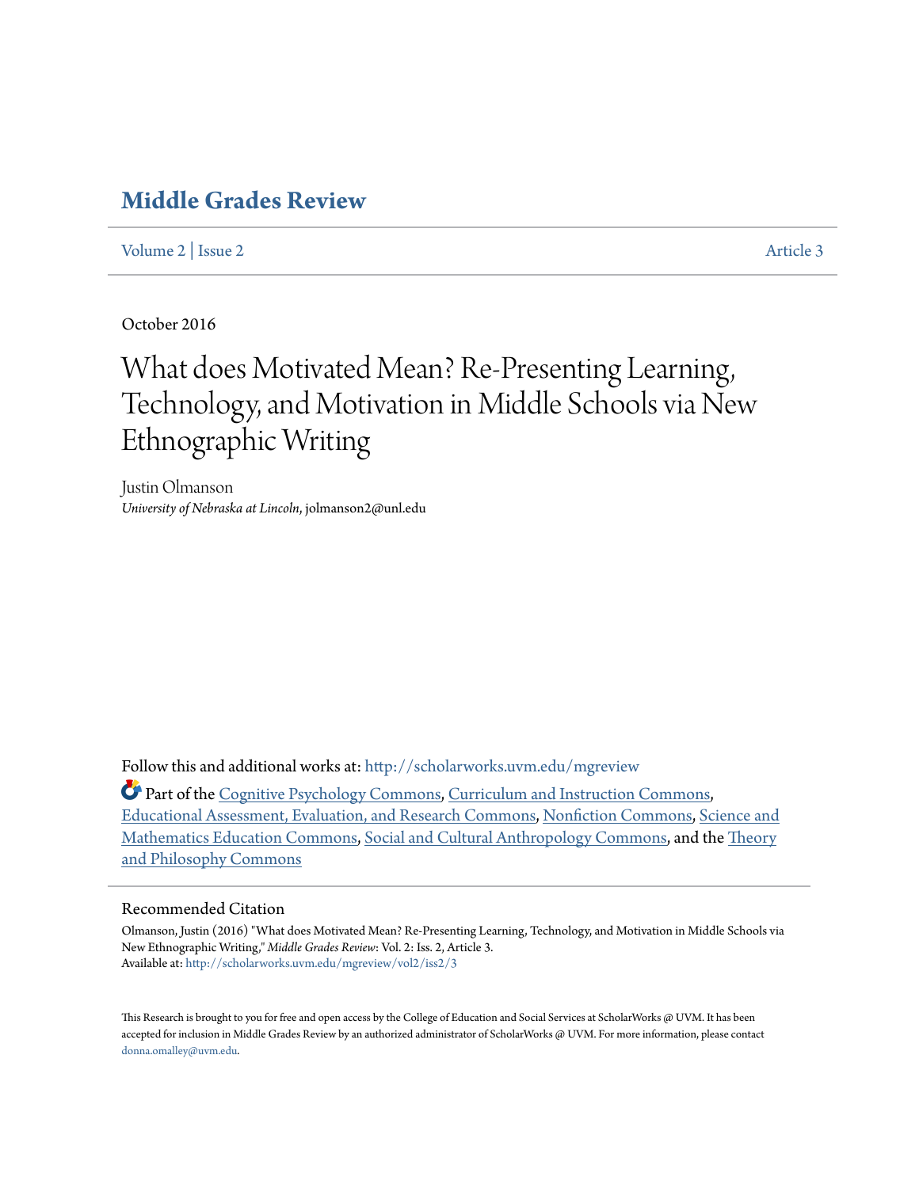# Middle Grades Review

Volume 2 | Issue 2 Article 3

October 2016

# What does Motivated Mean? Re-Presenting Learning, Technology, and Motivation in Middle Schools via New Ethnographic Writing

Justin Olmanson
*University of Nebraska at Lincoln*, jolmanson2@unl.edu

Follow this and additional works at: http://scholarworks.uvm.edu/mgreview

Part of the Cognitive Psychology Commons, Curriculum and Instruction Commons, Educational Assessment, Evaluation, and Research Commons, Nonfiction Commons, Science and Mathematics Education Commons, Social and Cultural Anthropology Commons, and the Theory and Philosophy Commons

## Recommended Citation

Olmanson, Justin (2016) "What does Motivated Mean? Re-Presenting Learning, Technology, and Motivation in Middle Schools via New Ethnographic Writing," *Middle Grades Review*: Vol. 2: Iss. 2, Article 3.
Available at: http://scholarworks.uvm.edu/mgreview/vol2/iss2/3

This Research is brought to you for free and open access by the College of Education and Social Services at ScholarWorks @ UVM. It has been accepted for inclusion in Middle Grades Review by an authorized administrator of ScholarWorks @ UVM. For more information, please contact donna.omalley@uvm.edu.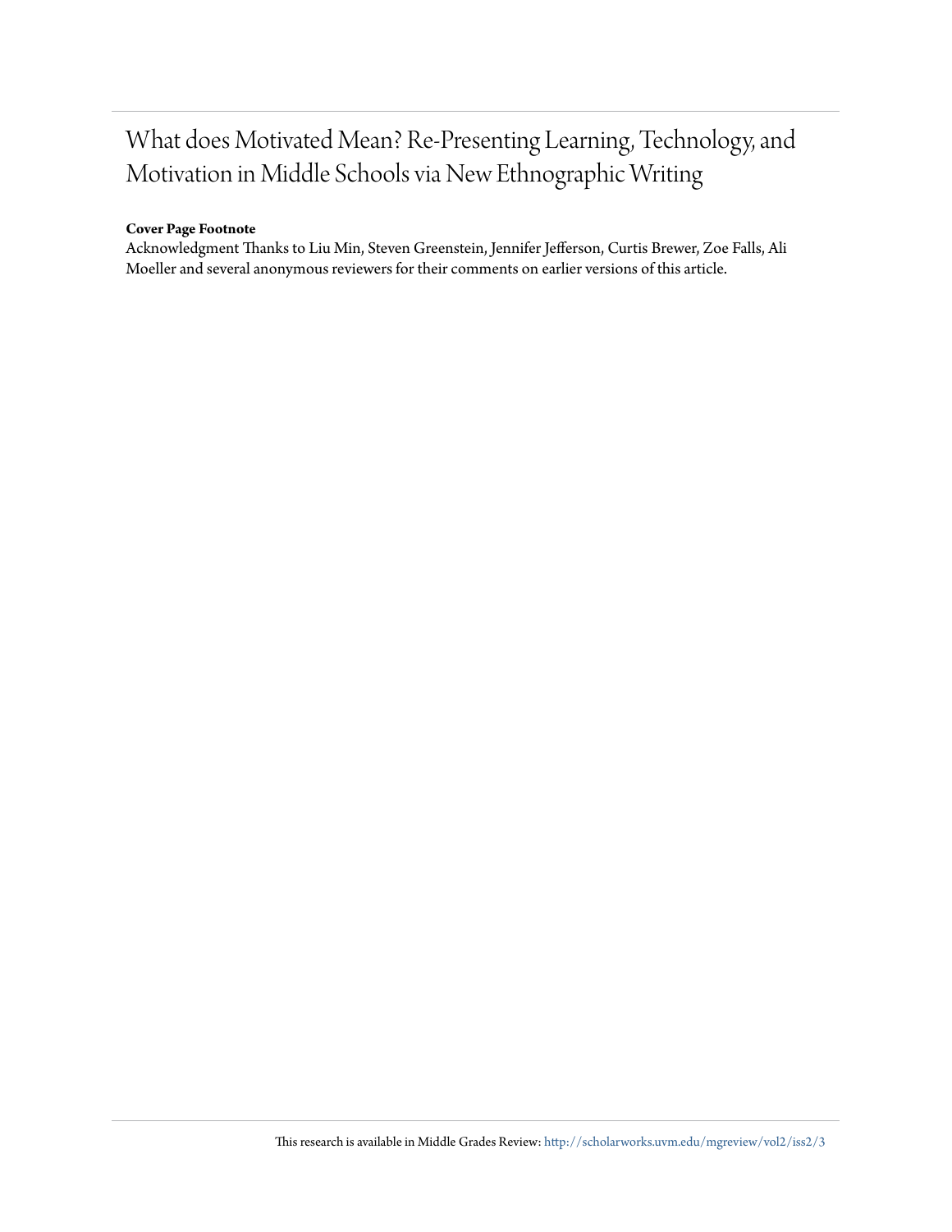# What does Motivated Mean? Re-Presenting Learning, Technology, and Motivation in Middle Schools via New Ethnographic Writing

**Cover Page Footnote**

Acknowledgment Thanks to Liu Min, Steven Greenstein, Jennifer Jefferson, Curtis Brewer, Zoe Falls, Ali Moeller and several anonymous reviewers for their comments on earlier versions of this article.

This research is available in Middle Grades Review: http://scholarworks.uvm.edu/mgreview/vol2/iss2/3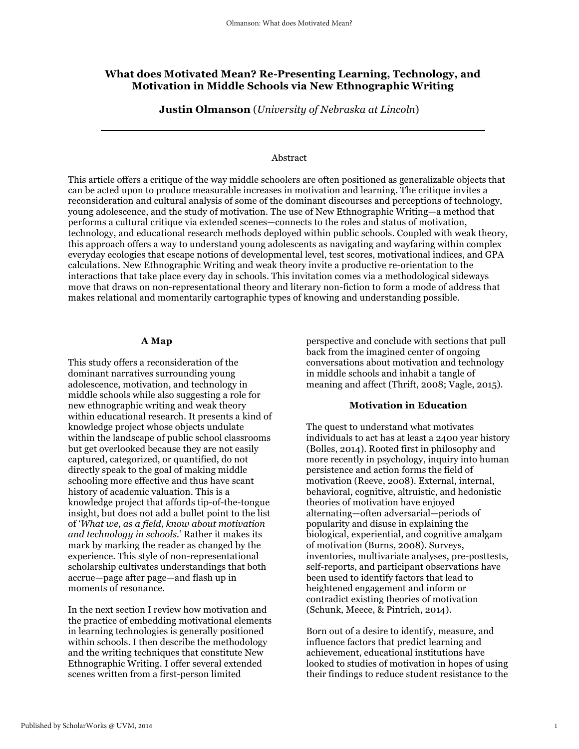# What does Motivated Mean? Re-Presenting Learning, Technology, and Motivation in Middle Schools via New Ethnographic Writing

**Justin Olmanson** (*University of Nebraska at Lincoln*)

---

## Abstract

This article offers a critique of the way middle schoolers are often positioned as generalizable objects that can be acted upon to produce measurable increases in motivation and learning. The critique invites a reconsideration and cultural analysis of some of the dominant discourses and perceptions of technology, young adolescence, and the study of motivation. The use of New Ethnographic Writing—a method that performs a cultural critique via extended scenes—connects to the roles and status of motivation, technology, and educational research methods deployed within public schools. Coupled with weak theory, this approach offers a way to understand young adolescents as navigating and wayfaring within complex everyday ecologies that escape notions of developmental level, test scores, motivational indices, and GPA calculations. New Ethnographic Writing and weak theory invite a productive re-orientation to the interactions that take place every day in schools. This invitation comes via a methodological sideways move that draws on non-representational theory and literary non-fiction to form a mode of address that makes relational and momentarily cartographic types of knowing and understanding possible.

## A Map

This study offers a reconsideration of the dominant narratives surrounding young adolescence, motivation, and technology in middle schools while also suggesting a role for new ethnographic writing and weak theory within educational research. It presents a kind of knowledge project whose objects undulate within the landscape of public school classrooms but get overlooked because they are not easily captured, categorized, or quantified, do not directly speak to the goal of making middle schooling more effective and thus have scant history of academic valuation. This is a knowledge project that affords tip-of-the-tongue insight, but does not add a bullet point to the list of '*What we, as a field, know about motivation and technology in schools*.' Rather it makes its mark by marking the reader as changed by the experience. This style of non-representational scholarship cultivates understandings that both accrue—page after page—and flash up in moments of resonance.

In the next section I review how motivation and the practice of embedding motivational elements in learning technologies is generally positioned within schools. I then describe the methodology and the writing techniques that constitute New Ethnographic Writing. I offer several extended scenes written from a first-person limited perspective and conclude with sections that pull back from the imagined center of ongoing conversations about motivation and technology in middle schools and inhabit a tangle of meaning and affect (Thrift, 2008; Vagle, 2015).

## Motivation in Education

The quest to understand what motivates individuals to act has at least a 2400 year history (Bolles, 2014). Rooted first in philosophy and more recently in psychology, inquiry into human persistence and action forms the field of motivation (Reeve, 2008). External, internal, behavioral, cognitive, altruistic, and hedonistic theories of motivation have enjoyed alternating—often adversarial—periods of popularity and disuse in explaining the biological, experiential, and cognitive amalgam of motivation (Burns, 2008). Surveys, inventories, multivariate analyses, pre-posttests, self-reports, and participant observations have been used to identify factors that lead to heightened engagement and inform or contradict existing theories of motivation (Schunk, Meece, & Pintrich, 2014).

Born out of a desire to identify, measure, and influence factors that predict learning and achievement, educational institutions have looked to studies of motivation in hopes of using their findings to reduce student resistance to the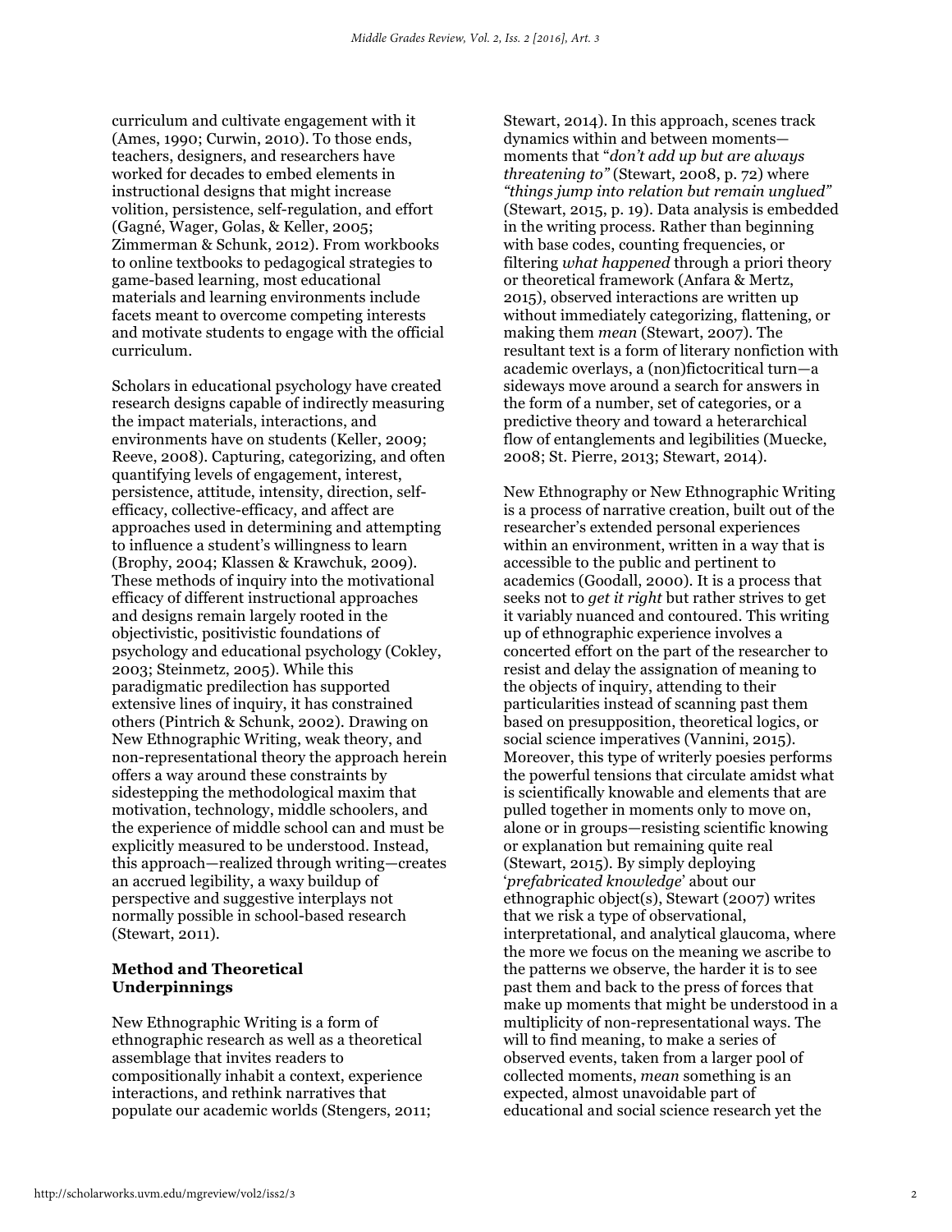curriculum and cultivate engagement with it (Ames, 1990; Curwin, 2010). To those ends, teachers, designers, and researchers have worked for decades to embed elements in instructional designs that might increase volition, persistence, self-regulation, and effort (Gagné, Wager, Golas, & Keller, 2005; Zimmerman & Schunk, 2012). From workbooks to online textbooks to pedagogical strategies to game-based learning, most educational materials and learning environments include facets meant to overcome competing interests and motivate students to engage with the official curriculum.

Scholars in educational psychology have created research designs capable of indirectly measuring the impact materials, interactions, and environments have on students (Keller, 2009; Reeve, 2008). Capturing, categorizing, and often quantifying levels of engagement, interest, persistence, attitude, intensity, direction, self-efficacy, collective-efficacy, and affect are approaches used in determining and attempting to influence a student's willingness to learn (Brophy, 2004; Klassen & Krawchuk, 2009). These methods of inquiry into the motivational efficacy of different instructional approaches and designs remain largely rooted in the objectivistic, positivistic foundations of psychology and educational psychology (Cokley, 2003; Steinmetz, 2005). While this paradigmatic predilection has supported extensive lines of inquiry, it has constrained others (Pintrich & Schunk, 2002). Drawing on New Ethnographic Writing, weak theory, and non-representational theory the approach herein offers a way around these constraints by sidestepping the methodological maxim that motivation, technology, middle schoolers, and the experience of middle school can and must be explicitly measured to be understood. Instead, this approach—realized through writing—creates an accrued legibility, a waxy buildup of perspective and suggestive interplays not normally possible in school-based research (Stewart, 2011).

## Method and Theoretical Underpinnings

New Ethnographic Writing is a form of ethnographic research as well as a theoretical assemblage that invites readers to compositionally inhabit a context, experience interactions, and rethink narratives that populate our academic worlds (Stengers, 2011; Stewart, 2014). In this approach, scenes track dynamics within and between moments—moments that "*don't add up but are always threatening to*" (Stewart, 2008, p. 72) where *"things jump into relation but remain unglued"* (Stewart, 2015, p. 19). Data analysis is embedded in the writing process. Rather than beginning with base codes, counting frequencies, or filtering *what happened* through a priori theory or theoretical framework (Anfara & Mertz, 2015), observed interactions are written up without immediately categorizing, flattening, or making them *mean* (Stewart, 2007). The resultant text is a form of literary nonfiction with academic overlays, a (non)fictocritical turn—a sideways move around a search for answers in the form of a number, set of categories, or a predictive theory and toward a heterarchical flow of entanglements and legibilities (Muecke, 2008; St. Pierre, 2013; Stewart, 2014).

New Ethnography or New Ethnographic Writing is a process of narrative creation, built out of the researcher's extended personal experiences within an environment, written in a way that is accessible to the public and pertinent to academics (Goodall, 2000). It is a process that seeks not to *get it right* but rather strives to get it variably nuanced and contoured. This writing up of ethnographic experience involves a concerted effort on the part of the researcher to resist and delay the assignation of meaning to the objects of inquiry, attending to their particularities instead of scanning past them based on presupposition, theoretical logics, or social science imperatives (Vannini, 2015). Moreover, this type of writerly poesies performs the powerful tensions that circulate amidst what is scientifically knowable and elements that are pulled together in moments only to move on, alone or in groups—resisting scientific knowing or explanation but remaining quite real (Stewart, 2015). By simply deploying '*prefabricated knowledge*' about our ethnographic object(s), Stewart (2007) writes that we risk a type of observational, interpretational, and analytical glaucoma, where the more we focus on the meaning we ascribe to the patterns we observe, the harder it is to see past them and back to the press of forces that make up moments that might be understood in a multiplicity of non-representational ways. The will to find meaning, to make a series of observed events, taken from a larger pool of collected moments, *mean* something is an expected, almost unavoidable part of educational and social science research yet the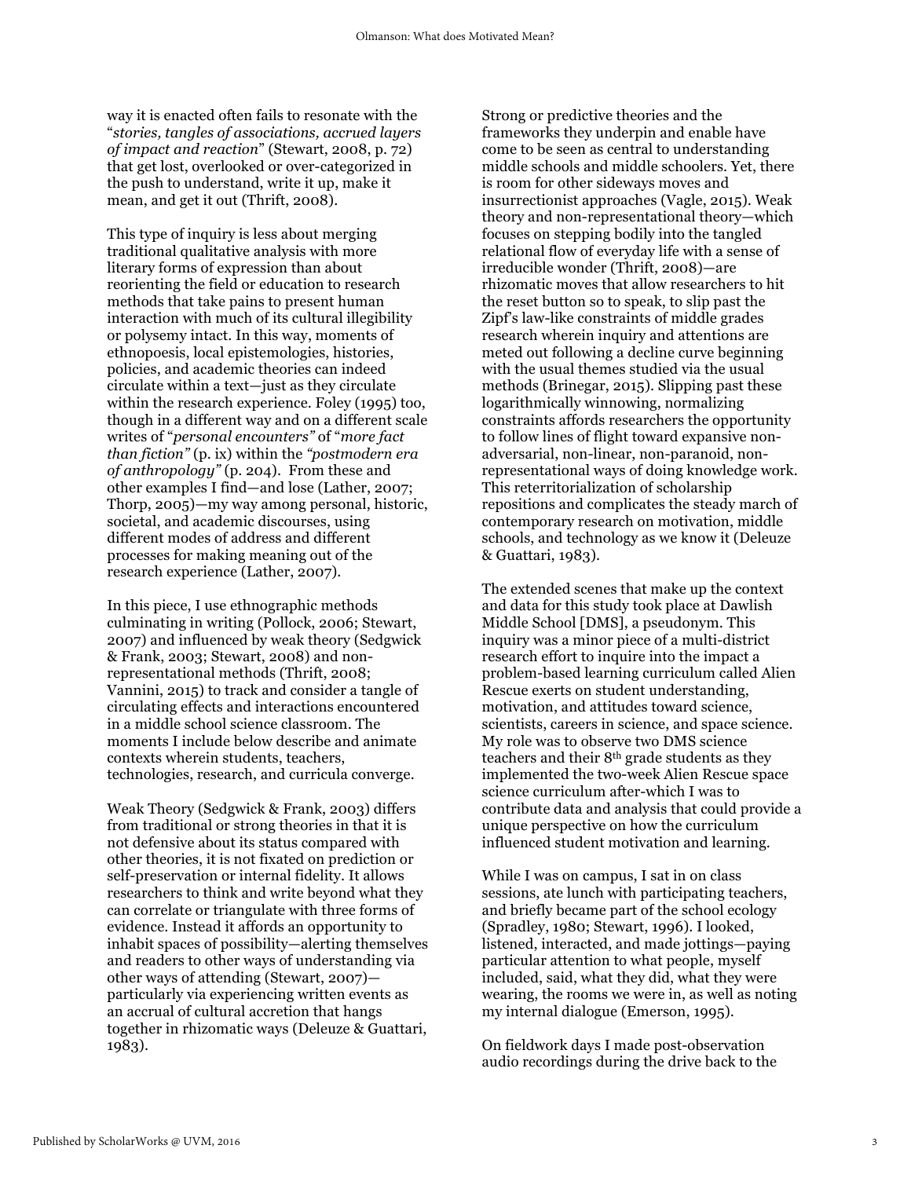way it is enacted often fails to resonate with the "*stories, tangles of associations, accrued layers of impact and reaction*" (Stewart, 2008, p. 72) that get lost, overlooked or over-categorized in the push to understand, write it up, make it mean, and get it out (Thrift, 2008).

This type of inquiry is less about merging traditional qualitative analysis with more literary forms of expression than about reorienting the field or education to research methods that take pains to present human interaction with much of its cultural illegibility or polysemy intact. In this way, moments of ethnopoesis, local epistemologies, histories, policies, and academic theories can indeed circulate within a text—just as they circulate within the research experience. Foley (1995) too, though in a different way and on a different scale writes of "*personal encounters"* of "*more fact than fiction"* (p. ix) within the *"postmodern era of anthropology"* (p. 204). From these and other examples I find—and lose (Lather, 2007; Thorp, 2005)—my way among personal, historic, societal, and academic discourses, using different modes of address and different processes for making meaning out of the research experience (Lather, 2007).

In this piece, I use ethnographic methods culminating in writing (Pollock, 2006; Stewart, 2007) and influenced by weak theory (Sedgwick & Frank, 2003; Stewart, 2008) and non-representational methods (Thrift, 2008; Vannini, 2015) to track and consider a tangle of circulating effects and interactions encountered in a middle school science classroom. The moments I include below describe and animate contexts wherein students, teachers, technologies, research, and curricula converge.

Weak Theory (Sedgwick & Frank, 2003) differs from traditional or strong theories in that it is not defensive about its status compared with other theories, it is not fixated on prediction or self-preservation or internal fidelity. It allows researchers to think and write beyond what they can correlate or triangulate with three forms of evidence. Instead it affords an opportunity to inhabit spaces of possibility—alerting themselves and readers to other ways of understanding via other ways of attending (Stewart, 2007)—particularly via experiencing written events as an accrual of cultural accretion that hangs together in rhizomatic ways (Deleuze & Guattari, 1983).

Strong or predictive theories and the frameworks they underpin and enable have come to be seen as central to understanding middle schools and middle schoolers. Yet, there is room for other sideways moves and insurrectionist approaches (Vagle, 2015). Weak theory and non-representational theory—which focuses on stepping bodily into the tangled relational flow of everyday life with a sense of irreducible wonder (Thrift, 2008)—are rhizomatic moves that allow researchers to hit the reset button so to speak, to slip past the Zipf's law-like constraints of middle grades research wherein inquiry and attentions are meted out following a decline curve beginning with the usual themes studied via the usual methods (Brinegar, 2015). Slipping past these logarithmically winnowing, normalizing constraints affords researchers the opportunity to follow lines of flight toward expansive non-adversarial, non-linear, non-paranoid, non-representational ways of doing knowledge work. This reterritorialization of scholarship repositions and complicates the steady march of contemporary research on motivation, middle schools, and technology as we know it (Deleuze & Guattari, 1983).

The extended scenes that make up the context and data for this study took place at Dawlish Middle School [DMS], a pseudonym. This inquiry was a minor piece of a multi-district research effort to inquire into the impact a problem-based learning curriculum called Alien Rescue exerts on student understanding, motivation, and attitudes toward science, scientists, careers in science, and space science. My role was to observe two DMS science teachers and their 8th grade students as they implemented the two-week Alien Rescue space science curriculum after-which I was to contribute data and analysis that could provide a unique perspective on how the curriculum influenced student motivation and learning.

While I was on campus, I sat in on class sessions, ate lunch with participating teachers, and briefly became part of the school ecology (Spradley, 1980; Stewart, 1996). I looked, listened, interacted, and made jottings—paying particular attention to what people, myself included, said, what they did, what they were wearing, the rooms we were in, as well as noting my internal dialogue (Emerson, 1995).

On fieldwork days I made post-observation audio recordings during the drive back to the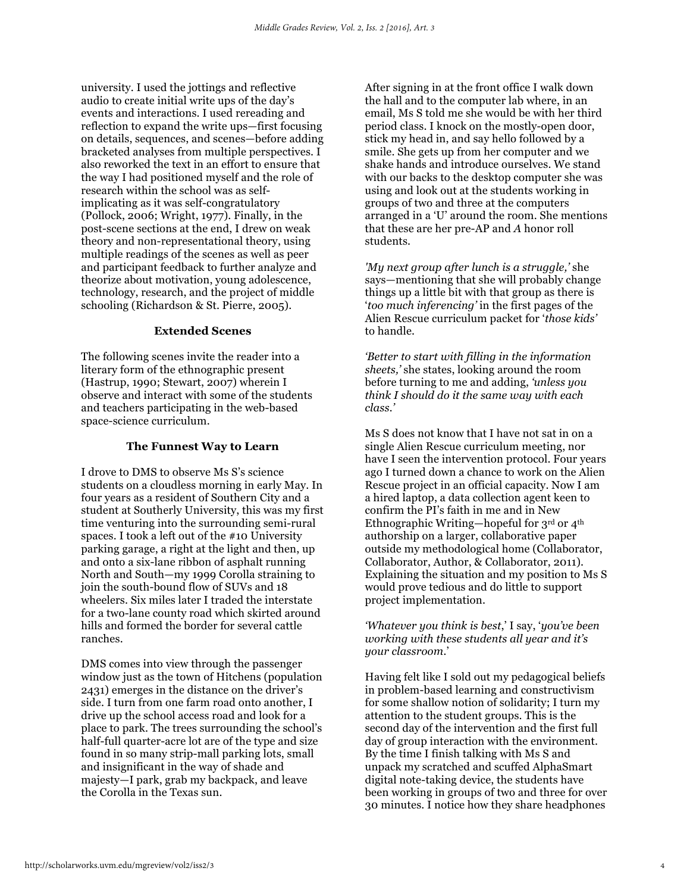university. I used the jottings and reflective audio to create initial write ups of the day's events and interactions. I used rereading and reflection to expand the write ups—first focusing on details, sequences, and scenes—before adding bracketed analyses from multiple perspectives. I also reworked the text in an effort to ensure that the way I had positioned myself and the role of research within the school was as self-implicating as it was self-congratulatory (Pollock, 2006; Wright, 1977). Finally, in the post-scene sections at the end, I drew on weak theory and non-representational theory, using multiple readings of the scenes as well as peer and participant feedback to further analyze and theorize about motivation, young adolescence, technology, research, and the project of middle schooling (Richardson & St. Pierre, 2005).

### Extended Scenes

The following scenes invite the reader into a literary form of the ethnographic present (Hastrup, 1990; Stewart, 2007) wherein I observe and interact with some of the students and teachers participating in the web-based space-science curriculum.

### The Funnest Way to Learn

I drove to DMS to observe Ms S's science students on a cloudless morning in early May. In four years as a resident of Southern City and a student at Southerly University, this was my first time venturing into the surrounding semi-rural spaces. I took a left out of the #10 University parking garage, a right at the light and then, up and onto a six-lane ribbon of asphalt running North and South—my 1999 Corolla straining to join the south-bound flow of SUVs and 18 wheelers. Six miles later I traded the interstate for a two-lane county road which skirted around hills and formed the border for several cattle ranches.

DMS comes into view through the passenger window just as the town of Hitchens (population 2431) emerges in the distance on the driver's side. I turn from one farm road onto another, I drive up the school access road and look for a place to park. The trees surrounding the school's half-full quarter-acre lot are of the type and size found in so many strip-mall parking lots, small and insignificant in the way of shade and majesty—I park, grab my backpack, and leave the Corolla in the Texas sun.

After signing in at the front office I walk down the hall and to the computer lab where, in an email, Ms S told me she would be with her third period class. I knock on the mostly-open door, stick my head in, and say hello followed by a smile. She gets up from her computer and we shake hands and introduce ourselves. We stand with our backs to the desktop computer she was using and look out at the students working in groups of two and three at the computers arranged in a 'U' around the room. She mentions that these are her pre-AP and *A* honor roll students.

*'My next group after lunch is a struggle,'* she says—mentioning that she will probably change things up a little bit with that group as there is '*too much inferencing'* in the first pages of the Alien Rescue curriculum packet for '*those kids'* to handle.

*'Better to start with filling in the information sheets,'* she states, looking around the room before turning to me and adding, *'unless you think I should do it the same way with each class.'*

Ms S does not know that I have not sat in on a single Alien Rescue curriculum meeting, nor have I seen the intervention protocol. Four years ago I turned down a chance to work on the Alien Rescue project in an official capacity. Now I am a hired laptop, a data collection agent keen to confirm the PI's faith in me and in New Ethnographic Writing—hopeful for 3rd or 4th authorship on a larger, collaborative paper outside my methodological home (Collaborator, Collaborator, Author, & Collaborator, 2011). Explaining the situation and my position to Ms S would prove tedious and do little to support project implementation.

*'Whatever you think is best*,' I say, '*you've been working with these students all year and it's your classroom*.'

Having felt like I sold out my pedagogical beliefs in problem-based learning and constructivism for some shallow notion of solidarity; I turn my attention to the student groups. This is the second day of the intervention and the first full day of group interaction with the environment. By the time I finish talking with Ms S and unpack my scratched and scuffed AlphaSmart digital note-taking device, the students have been working in groups of two and three for over 30 minutes. I notice how they share headphones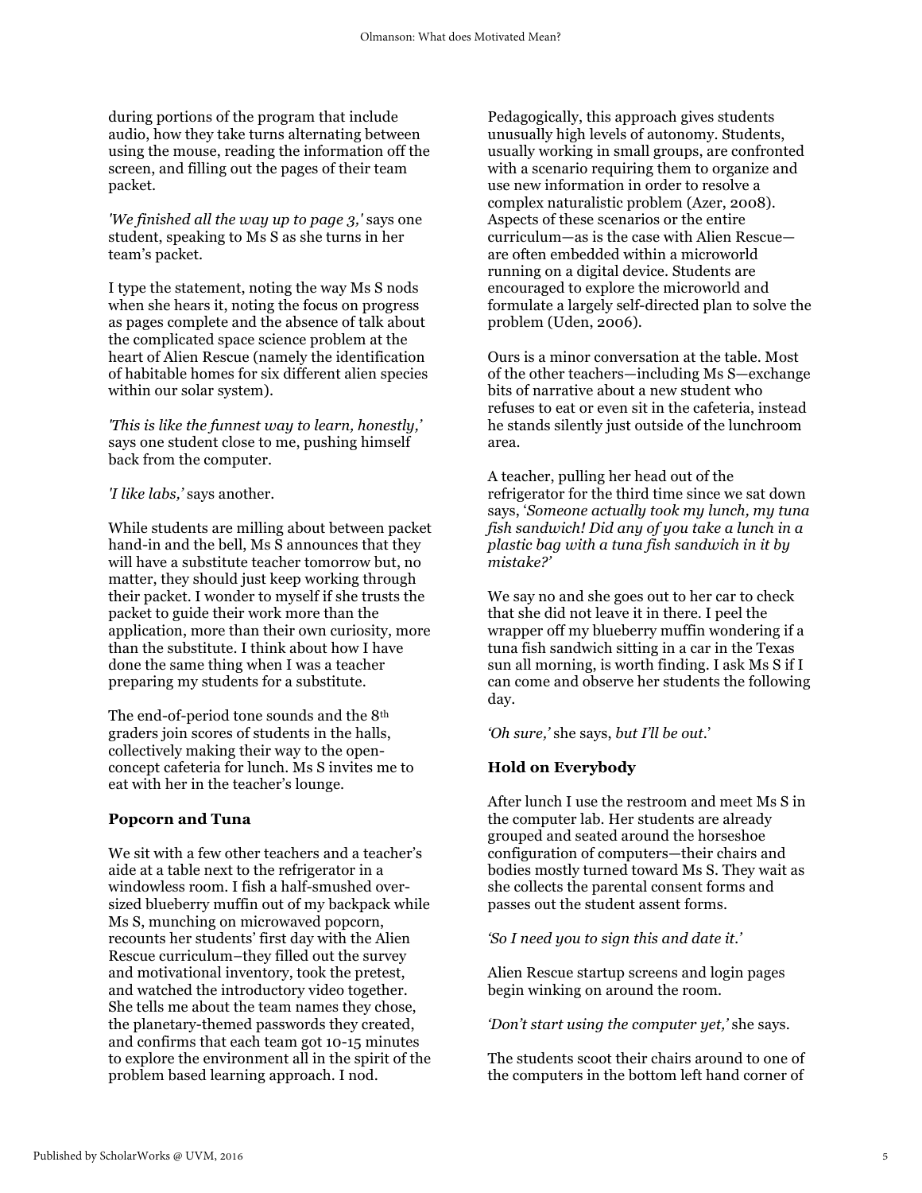during portions of the program that include audio, how they take turns alternating between using the mouse, reading the information off the screen, and filling out the pages of their team packet.

*'We finished all the way up to page 3,'* says one student, speaking to Ms S as she turns in her team's packet.

I type the statement, noting the way Ms S nods when she hears it, noting the focus on progress as pages complete and the absence of talk about the complicated space science problem at the heart of Alien Rescue (namely the identification of habitable homes for six different alien species within our solar system).

*'This is like the funnest way to learn, honestly,'* says one student close to me, pushing himself back from the computer.

*'I like labs,'* says another.

While students are milling about between packet hand-in and the bell, Ms S announces that they will have a substitute teacher tomorrow but, no matter, they should just keep working through their packet. I wonder to myself if she trusts the packet to guide their work more than the application, more than their own curiosity, more than the substitute. I think about how I have done the same thing when I was a teacher preparing my students for a substitute.

The end-of-period tone sounds and the 8th graders join scores of students in the halls, collectively making their way to the open-concept cafeteria for lunch. Ms S invites me to eat with her in the teacher's lounge.

### Popcorn and Tuna

We sit with a few other teachers and a teacher's aide at a table next to the refrigerator in a windowless room. I fish a half-smushed over-sized blueberry muffin out of my backpack while Ms S, munching on microwaved popcorn, recounts her students' first day with the Alien Rescue curriculum–they filled out the survey and motivational inventory, took the pretest, and watched the introductory video together. She tells me about the team names they chose, the planetary-themed passwords they created, and confirms that each team got 10-15 minutes to explore the environment all in the spirit of the problem based learning approach. I nod.

Pedagogically, this approach gives students unusually high levels of autonomy. Students, usually working in small groups, are confronted with a scenario requiring them to organize and use new information in order to resolve a complex naturalistic problem (Azer, 2008). Aspects of these scenarios or the entire curriculum—as is the case with Alien Rescue—are often embedded within a microworld running on a digital device. Students are encouraged to explore the microworld and formulate a largely self-directed plan to solve the problem (Uden, 2006).

Ours is a minor conversation at the table. Most of the other teachers—including Ms S—exchange bits of narrative about a new student who refuses to eat or even sit in the cafeteria, instead he stands silently just outside of the lunchroom area.

A teacher, pulling her head out of the refrigerator for the third time since we sat down says, '*Someone actually took my lunch, my tuna fish sandwich! Did any of you take a lunch in a plastic bag with a tuna fish sandwich in it by mistake?*'

We say no and she goes out to her car to check that she did not leave it in there. I peel the wrapper off my blueberry muffin wondering if a tuna fish sandwich sitting in a car in the Texas sun all morning, is worth finding. I ask Ms S if I can come and observe her students the following day.

*'Oh sure,'* she says, *but I'll be out*.'

### Hold on Everybody

After lunch I use the restroom and meet Ms S in the computer lab. Her students are already grouped and seated around the horseshoe configuration of computers—their chairs and bodies mostly turned toward Ms S. They wait as she collects the parental consent forms and passes out the student assent forms.

*'So I need you to sign this and date it.'*

Alien Rescue startup screens and login pages begin winking on around the room.

*'Don't start using the computer yet,'* she says.

The students scoot their chairs around to one of the computers in the bottom left hand corner of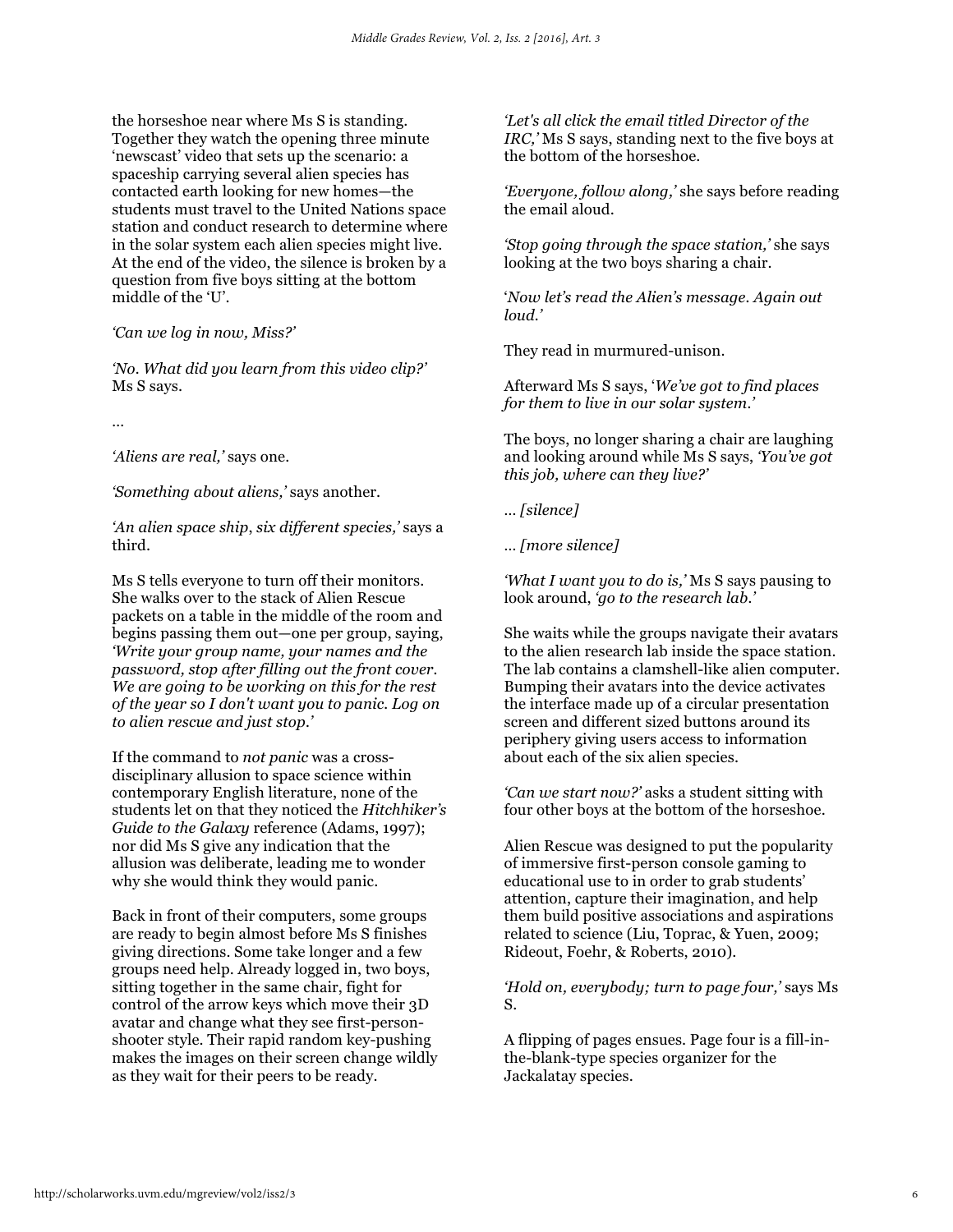the horseshoe near where Ms S is standing. Together they watch the opening three minute 'newscast' video that sets up the scenario: a spaceship carrying several alien species has contacted earth looking for new homes—the students must travel to the United Nations space station and conduct research to determine where in the solar system each alien species might live. At the end of the video, the silence is broken by a question from five boys sitting at the bottom middle of the 'U'.

*'Can we log in now, Miss?'*

*'No. What did you learn from this video clip?'* Ms S says.

…

*'Aliens are real,'* says one.

*'Something about aliens,'* says another.

*'An alien space ship, six different species,'* says a third.

Ms S tells everyone to turn off their monitors. She walks over to the stack of Alien Rescue packets on a table in the middle of the room and begins passing them out—one per group, saying, *'Write your group name, your names and the password, stop after filling out the front cover. We are going to be working on this for the rest of the year so I don't want you to panic. Log on to alien rescue and just stop.'*

If the command to *not panic* was a cross-disciplinary allusion to space science within contemporary English literature, none of the students let on that they noticed the *Hitchhiker's Guide to the Galaxy* reference (Adams, 1997); nor did Ms S give any indication that the allusion was deliberate, leading me to wonder why she would think they would panic.

Back in front of their computers, some groups are ready to begin almost before Ms S finishes giving directions. Some take longer and a few groups need help. Already logged in, two boys, sitting together in the same chair, fight for control of the arrow keys which move their 3D avatar and change what they see first-person-shooter style. Their rapid random key-pushing makes the images on their screen change wildly as they wait for their peers to be ready.

*'Let's all click the email titled Director of the IRC,'* Ms S says, standing next to the five boys at the bottom of the horseshoe.

*'Everyone, follow along,'* she says before reading the email aloud.

*'Stop going through the space station,'* she says looking at the two boys sharing a chair.

'*Now let's read the Alien's message. Again out loud.*'

They read in murmured-unison.

Afterward Ms S says, '*We've got to find places for them to live in our solar system.*'

The boys, no longer sharing a chair are laughing and looking around while Ms S says, *'You've got this job, where can they live?'*

*… [silence]*

*… [more silence]*

*'What I want you to do is,'* Ms S says pausing to look around, *'go to the research lab.'*

She waits while the groups navigate their avatars to the alien research lab inside the space station. The lab contains a clamshell-like alien computer. Bumping their avatars into the device activates the interface made up of a circular presentation screen and different sized buttons around its periphery giving users access to information about each of the six alien species.

*'Can we start now?'* asks a student sitting with four other boys at the bottom of the horseshoe.

Alien Rescue was designed to put the popularity of immersive first-person console gaming to educational use to in order to grab students' attention, capture their imagination, and help them build positive associations and aspirations related to science (Liu, Toprac, & Yuen, 2009; Rideout, Foehr, & Roberts, 2010).

*'Hold on, everybody; turn to page four,'* says Ms S.

A flipping of pages ensues. Page four is a fill-in-the-blank-type species organizer for the Jackalatay species.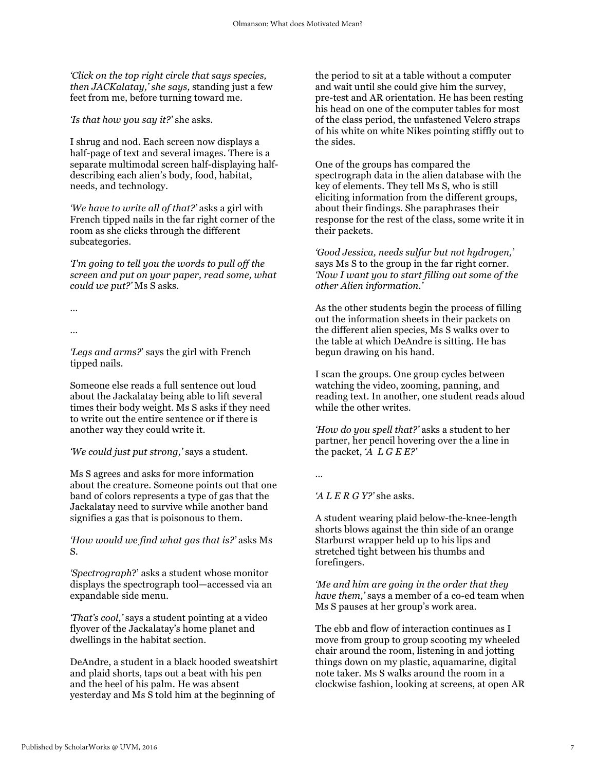*'Click on the top right circle that says species, then JACKalatay,' she says,* standing just a few feet from me, before turning toward me.

*'Is that how you say it?'* she asks.

I shrug and nod. Each screen now displays a half-page of text and several images. There is a separate multimodal screen half-displaying half-describing each alien's body, food, habitat, needs, and technology.

*'We have to write all of that?'* asks a girl with French tipped nails in the far right corner of the room as she clicks through the different subcategories.

*'I'm going to tell you the words to pull off the screen and put on your paper, read some, what could we put?'* Ms S asks.

…

…

*'Legs and arms?*' says the girl with French tipped nails.

Someone else reads a full sentence out loud about the Jackalatay being able to lift several times their body weight. Ms S asks if they need to write out the entire sentence or if there is another way they could write it.

*'We could just put strong,'* says a student.

Ms S agrees and asks for more information about the creature. Someone points out that one band of colors represents a type of gas that the Jackalatay need to survive while another band signifies a gas that is poisonous to them.

*'How would we find what gas that is?'* asks Ms S.

*'Spectrograph*?' asks a student whose monitor displays the spectrograph tool—accessed via an expandable side menu.

*'That's cool,'* says a student pointing at a video flyover of the Jackalatay's home planet and dwellings in the habitat section.

DeAndre, a student in a black hooded sweatshirt and plaid shorts, taps out a beat with his pen and the heel of his palm. He was absent yesterday and Ms S told him at the beginning of the period to sit at a table without a computer and wait until she could give him the survey, pre-test and AR orientation. He has been resting his head on one of the computer tables for most of the class period, the unfastened Velcro straps of his white on white Nikes pointing stiffly out to the sides.

One of the groups has compared the spectrograph data in the alien database with the key of elements. They tell Ms S, who is still eliciting information from the different groups, about their findings. She paraphrases their response for the rest of the class, some write it in their packets.

*'Good Jessica, needs sulfur but not hydrogen,'* says Ms S to the group in the far right corner. *'Now I want you to start filling out some of the other Alien information.'*

As the other students begin the process of filling out the information sheets in their packets on the different alien species, Ms S walks over to the table at which DeAndre is sitting. He has begun drawing on his hand.

I scan the groups. One group cycles between watching the video, zooming, panning, and reading text. In another, one student reads aloud while the other writes.

*'How do you spell that?'* asks a student to her partner, her pencil hovering over the a line in the packet, *'A L G E E?'*

…

*'A L E R G Y?'* she asks.

A student wearing plaid below-the-knee-length shorts blows against the thin side of an orange Starburst wrapper held up to his lips and stretched tight between his thumbs and forefingers.

*'Me and him are going in the order that they have them,'* says a member of a co-ed team when Ms S pauses at her group's work area.

The ebb and flow of interaction continues as I move from group to group scooting my wheeled chair around the room, listening in and jotting things down on my plastic, aquamarine, digital note taker. Ms S walks around the room in a clockwise fashion, looking at screens, at open AR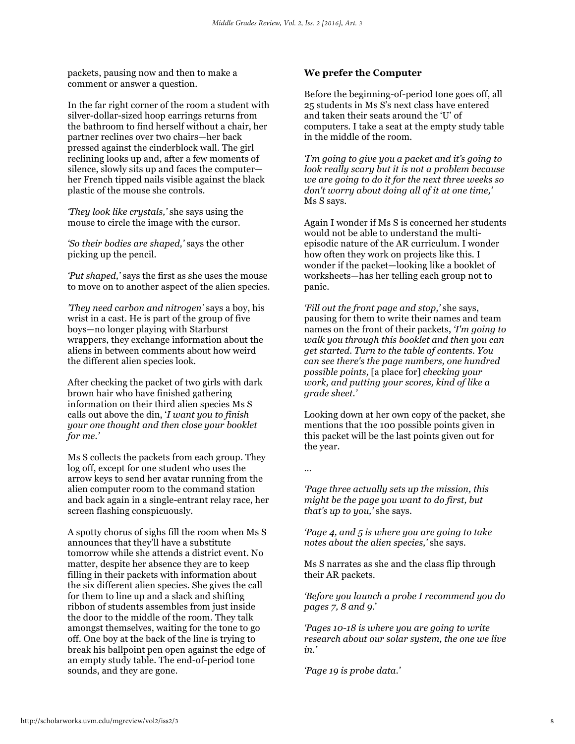packets, pausing now and then to make a comment or answer a question.

In the far right corner of the room a student with silver-dollar-sized hoop earrings returns from the bathroom to find herself without a chair, her partner reclines over two chairs—her back pressed against the cinderblock wall. The girl reclining looks up and, after a few moments of silence, slowly sits up and faces the computer—her French tipped nails visible against the black plastic of the mouse she controls.

*'They look like crystals,'* she says using the mouse to circle the image with the cursor.

*'So their bodies are shaped,'* says the other picking up the pencil.

*'Put shaped,'* says the first as she uses the mouse to move on to another aspect of the alien species.

*'They need carbon and nitrogen'* says a boy, his wrist in a cast. He is part of the group of five boys—no longer playing with Starburst wrappers, they exchange information about the aliens in between comments about how weird the different alien species look.

After checking the packet of two girls with dark brown hair who have finished gathering information on their third alien species Ms S calls out above the din, '*I want you to finish your one thought and then close your booklet for me.'*

Ms S collects the packets from each group. They log off, except for one student who uses the arrow keys to send her avatar running from the alien computer room to the command station and back again in a single-entrant relay race, her screen flashing conspicuously.

A spotty chorus of sighs fill the room when Ms S announces that they'll have a substitute tomorrow while she attends a district event. No matter, despite her absence they are to keep filling in their packets with information about the six different alien species. She gives the call for them to line up and a slack and shifting ribbon of students assembles from just inside the door to the middle of the room. They talk amongst themselves, waiting for the tone to go off. One boy at the back of the line is trying to break his ballpoint pen open against the edge of an empty study table. The end-of-period tone sounds, and they are gone.

**We prefer the Computer**

Before the beginning-of-period tone goes off, all 25 students in Ms S's next class have entered and taken their seats around the 'U' of computers. I take a seat at the empty study table in the middle of the room.

*'I'm going to give you a packet and it's going to look really scary but it is not a problem because we are going to do it for the next three weeks so don't worry about doing all of it at one time,'* Ms S says.

Again I wonder if Ms S is concerned her students would not be able to understand the multi-episodic nature of the AR curriculum. I wonder how often they work on projects like this. I wonder if the packet—looking like a booklet of worksheets—has her telling each group not to panic.

*'Fill out the front page and stop,'* she says, pausing for them to write their names and team names on the front of their packets, *'I'm going to walk you through this booklet and then you can get started. Turn to the table of contents. You can see there's the page numbers, one hundred possible points,* [a place for] *checking your work, and putting your scores, kind of like a grade sheet.'*

Looking down at her own copy of the packet, she mentions that the 100 possible points given in this packet will be the last points given out for the year.

…

*'Page three actually sets up the mission, this might be the page you want to do first, but that's up to you,'* she says.

*'Page 4, and 5 is where you are going to take notes about the alien species,'* she says.

Ms S narrates as she and the class flip through their AR packets.

*'Before you launch a probe I recommend you do pages 7, 8 and 9.'*

*'Pages 10-18 is where you are going to write research about our solar system, the one we live in.'*

*'Page 19 is probe data.'*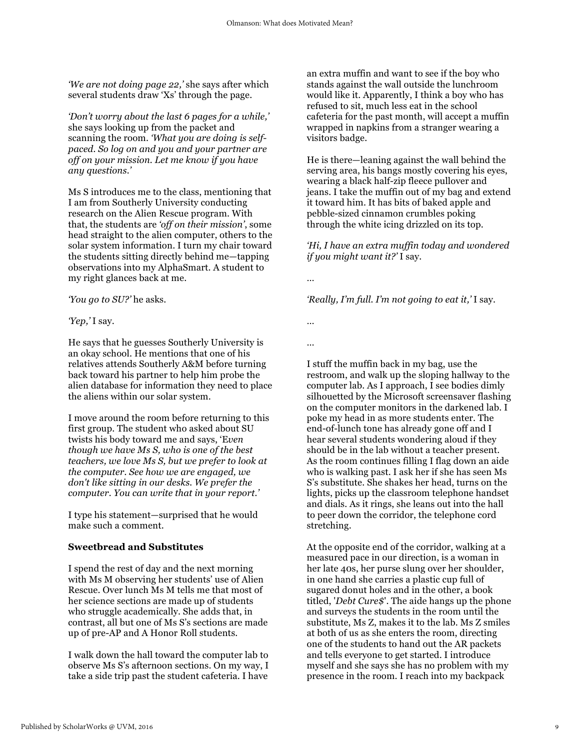*'We are not doing page 22,'* she says after which several students draw 'Xs' through the page.

*'Don't worry about the last 6 pages for a while,'* she says looking up from the packet and scanning the room. *'What you are doing is self-paced. So log on and you and your partner are off on your mission. Let me know if you have any questions.'*

Ms S introduces me to the class, mentioning that I am from Southerly University conducting research on the Alien Rescue program. With that, the students are *'off on their mission'*, some head straight to the alien computer, others to the solar system information. I turn my chair toward the students sitting directly behind me—tapping observations into my AlphaSmart. A student to my right glances back at me.

*'You go to SU?'* he asks.

*'Yep,'* I say.

He says that he guesses Southerly University is an okay school. He mentions that one of his relatives attends Southerly A&M before turning back toward his partner to help him probe the alien database for information they need to place the aliens within our solar system.

I move around the room before returning to this first group. The student who asked about SU twists his body toward me and says, '*Even though we have Ms S, who is one of the best teachers, we love Ms S, but we prefer to look at the computer. See how we are engaged, we don't like sitting in our desks. We prefer the computer. You can write that in your report.'*

I type his statement—surprised that he would make such a comment.

**Sweetbread and Substitutes**

I spend the rest of day and the next morning with Ms M observing her students' use of Alien Rescue. Over lunch Ms M tells me that most of her science sections are made up of students who struggle academically. She adds that, in contrast, all but one of Ms S's sections are made up of pre-AP and A Honor Roll students.

I walk down the hall toward the computer lab to observe Ms S's afternoon sections. On my way, I take a side trip past the student cafeteria. I have an extra muffin and want to see if the boy who stands against the wall outside the lunchroom would like it. Apparently, I think a boy who has refused to sit, much less eat in the school cafeteria for the past month, will accept a muffin wrapped in napkins from a stranger wearing a visitors badge.

He is there—leaning against the wall behind the serving area, his bangs mostly covering his eyes, wearing a black half-zip fleece pullover and jeans. I take the muffin out of my bag and extend it toward him. It has bits of baked apple and pebble-sized cinnamon crumbles poking through the white icing drizzled on its top.

*'Hi, I have an extra muffin today and wondered if you might want it?'* I say.

...

*'Really, I'm full. I'm not going to eat it,'* I say.

...

...

I stuff the muffin back in my bag, use the restroom, and walk up the sloping hallway to the computer lab. As I approach, I see bodies dimly silhouetted by the Microsoft screensaver flashing on the computer monitors in the darkened lab. I poke my head in as more students enter. The end-of-lunch tone has already gone off and I hear several students wondering aloud if they should be in the lab without a teacher present. As the room continues filling I flag down an aide who is walking past. I ask her if she has seen Ms S's substitute. She shakes her head, turns on the lights, picks up the classroom telephone handset and dials. As it rings, she leans out into the hall to peer down the corridor, the telephone cord stretching.

At the opposite end of the corridor, walking at a measured pace in our direction, is a woman in her late 40s, her purse slung over her shoulder, in one hand she carries a plastic cup full of sugared donut holes and in the other, a book titled, '*Debt Cure$*'. The aide hangs up the phone and surveys the students in the room until the substitute, Ms Z, makes it to the lab. Ms Z smiles at both of us as she enters the room, directing one of the students to hand out the AR packets and tells everyone to get started. I introduce myself and she says she has no problem with my presence in the room. I reach into my backpack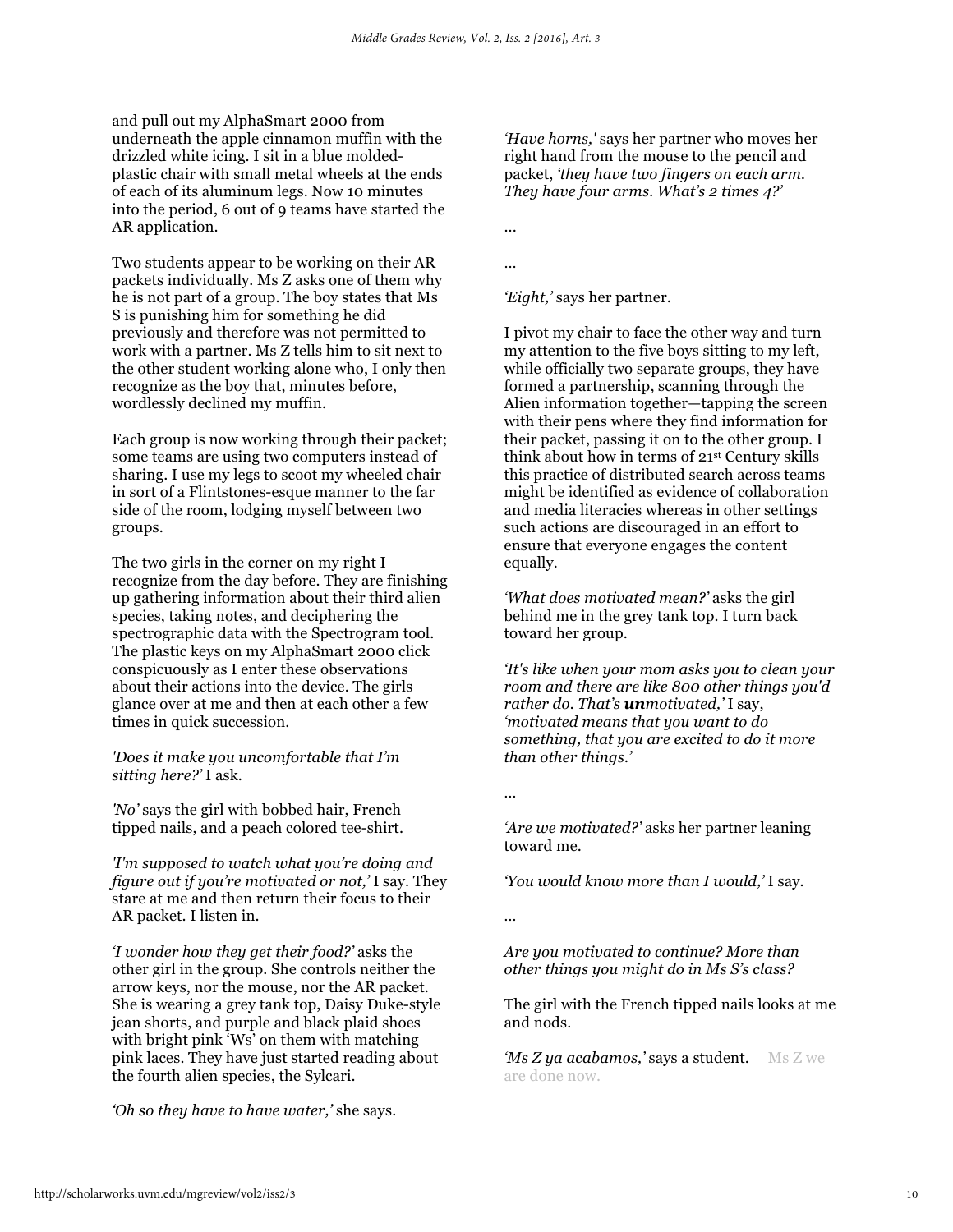and pull out my AlphaSmart 2000 from underneath the apple cinnamon muffin with the drizzled white icing. I sit in a blue molded-plastic chair with small metal wheels at the ends of each of its aluminum legs. Now 10 minutes into the period, 6 out of 9 teams have started the AR application.

Two students appear to be working on their AR packets individually. Ms Z asks one of them why he is not part of a group. The boy states that Ms S is punishing him for something he did previously and therefore was not permitted to work with a partner. Ms Z tells him to sit next to the other student working alone who, I only then recognize as the boy that, minutes before, wordlessly declined my muffin.

Each group is now working through their packet; some teams are using two computers instead of sharing. I use my legs to scoot my wheeled chair in sort of a Flintstones-esque manner to the far side of the room, lodging myself between two groups.

The two girls in the corner on my right I recognize from the day before. They are finishing up gathering information about their third alien species, taking notes, and deciphering the spectrographic data with the Spectrogram tool. The plastic keys on my AlphaSmart 2000 click conspicuously as I enter these observations about their actions into the device. The girls glance over at me and then at each other a few times in quick succession.

*'Does it make you uncomfortable that I'm sitting here?'* I ask.

*'No'* says the girl with bobbed hair, French tipped nails, and a peach colored tee-shirt.

*'I'm supposed to watch what you're doing and figure out if you're motivated or not,'* I say. They stare at me and then return their focus to their AR packet. I listen in.

*'I wonder how they get their food?'* asks the other girl in the group. She controls neither the arrow keys, nor the mouse, nor the AR packet. She is wearing a grey tank top, Daisy Duke-style jean shorts, and purple and black plaid shoes with bright pink 'Ws' on them with matching pink laces. They have just started reading about the fourth alien species, the Sylcari.

*'Oh so they have to have water,'* she says.

*'Have horns,'* says her partner who moves her right hand from the mouse to the pencil and packet, *'they have two fingers on each arm. They have four arms. What's 2 times 4?'*

…

…

*'Eight,'* says her partner.

I pivot my chair to face the other way and turn my attention to the five boys sitting to my left, while officially two separate groups, they have formed a partnership, scanning through the Alien information together—tapping the screen with their pens where they find information for their packet, passing it on to the other group. I think about how in terms of 21st Century skills this practice of distributed search across teams might be identified as evidence of collaboration and media literacies whereas in other settings such actions are discouraged in an effort to ensure that everyone engages the content equally.

*'What does motivated mean?'* asks the girl behind me in the grey tank top. I turn back toward her group.

*'It's like when your mom asks you to clean your room and there are like 800 other things you'd rather do. That's **un**motivated,'* I say, *'motivated means that you want to do something, that you are excited to do it more than other things.'*

…

*'Are we motivated?'* asks her partner leaning toward me.

*'You would know more than I would,'* I say.

…

*Are you motivated to continue? More than other things you might do in Ms S's class?*

The girl with the French tipped nails looks at me and nods.

*'Ms Z ya acabamos,'* says a student. Ms Z we are done now.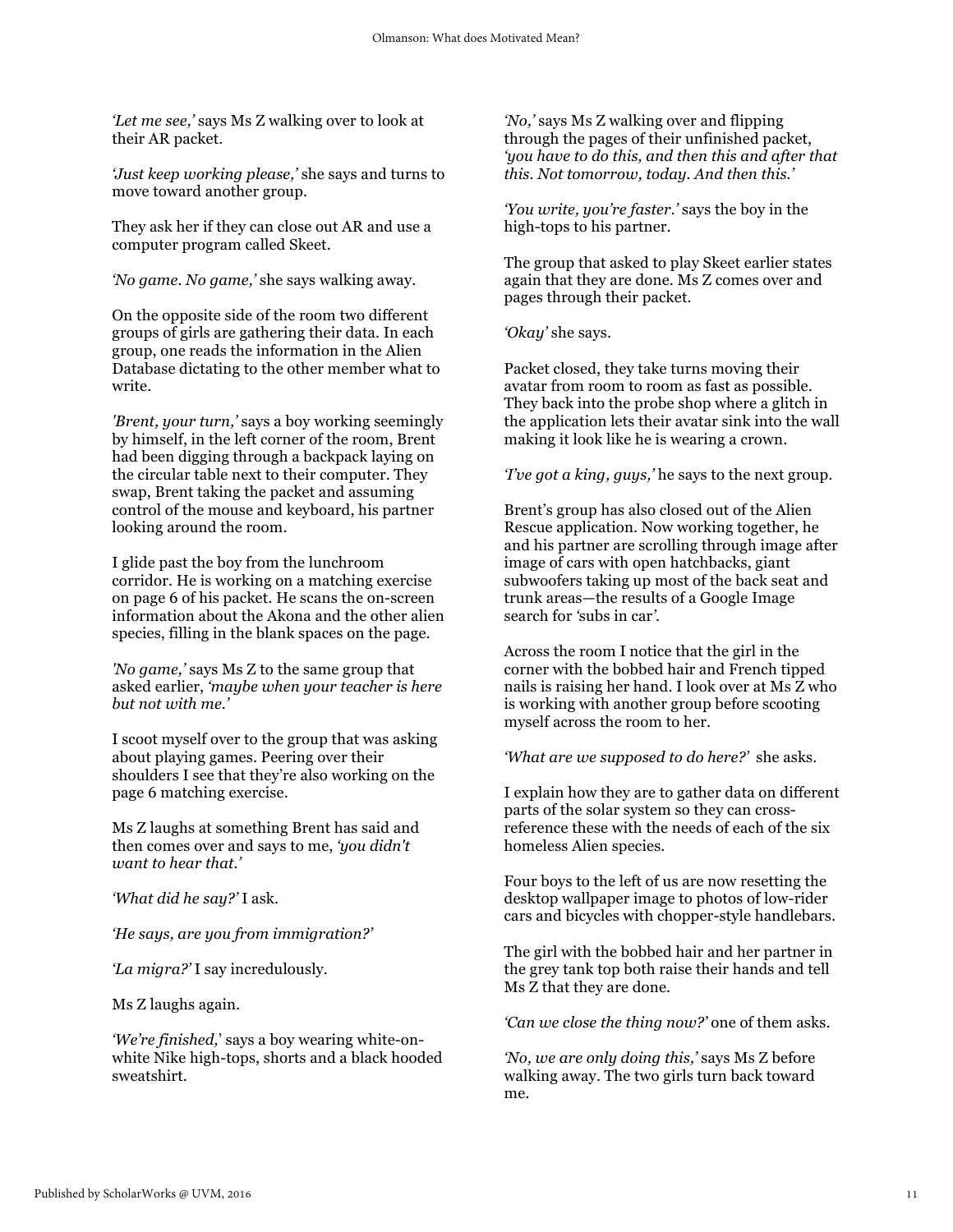*'Let me see,'* says Ms Z walking over to look at their AR packet.

*'Just keep working please,'* she says and turns to move toward another group.

They ask her if they can close out AR and use a computer program called Skeet.

*'No game. No game,'* she says walking away.

On the opposite side of the room two different groups of girls are gathering their data. In each group, one reads the information in the Alien Database dictating to the other member what to write.

*'Brent, your turn,'* says a boy working seemingly by himself, in the left corner of the room, Brent had been digging through a backpack laying on the circular table next to their computer. They swap, Brent taking the packet and assuming control of the mouse and keyboard, his partner looking around the room.

I glide past the boy from the lunchroom corridor. He is working on a matching exercise on page 6 of his packet. He scans the on-screen information about the Akona and the other alien species, filling in the blank spaces on the page.

*'No game,'* says Ms Z to the same group that asked earlier, *'maybe when your teacher is here but not with me.'*

I scoot myself over to the group that was asking about playing games. Peering over their shoulders I see that they're also working on the page 6 matching exercise.

Ms Z laughs at something Brent has said and then comes over and says to me, *'you didn't want to hear that.'*

*'What did he say?'* I ask.

*'He says, are you from immigration?'*

*'La migra?'* I say incredulously.

Ms Z laughs again.

*'We're finished,'* says a boy wearing white-on-white Nike high-tops, shorts and a black hooded sweatshirt.

*'No,'* says Ms Z walking over and flipping through the pages of their unfinished packet, *'you have to do this, and then this and after that this. Not tomorrow, today. And then this.'*

*'You write, you're faster.'* says the boy in the high-tops to his partner.

The group that asked to play Skeet earlier states again that they are done. Ms Z comes over and pages through their packet.

*'Okay'* she says.

Packet closed, they take turns moving their avatar from room to room as fast as possible. They back into the probe shop where a glitch in the application lets their avatar sink into the wall making it look like he is wearing a crown.

*'I've got a king, guys,'* he says to the next group.

Brent's group has also closed out of the Alien Rescue application. Now working together, he and his partner are scrolling through image after image of cars with open hatchbacks, giant subwoofers taking up most of the back seat and trunk areas—the results of a Google Image search for 'subs in car'.

Across the room I notice that the girl in the corner with the bobbed hair and French tipped nails is raising her hand. I look over at Ms Z who is working with another group before scooting myself across the room to her.

*'What are we supposed to do here?'* she asks.

I explain how they are to gather data on different parts of the solar system so they can cross-reference these with the needs of each of the six homeless Alien species.

Four boys to the left of us are now resetting the desktop wallpaper image to photos of low-rider cars and bicycles with chopper-style handlebars.

The girl with the bobbed hair and her partner in the grey tank top both raise their hands and tell Ms Z that they are done.

*'Can we close the thing now?'* one of them asks.

*'No, we are only doing this,'* says Ms Z before walking away. The two girls turn back toward me.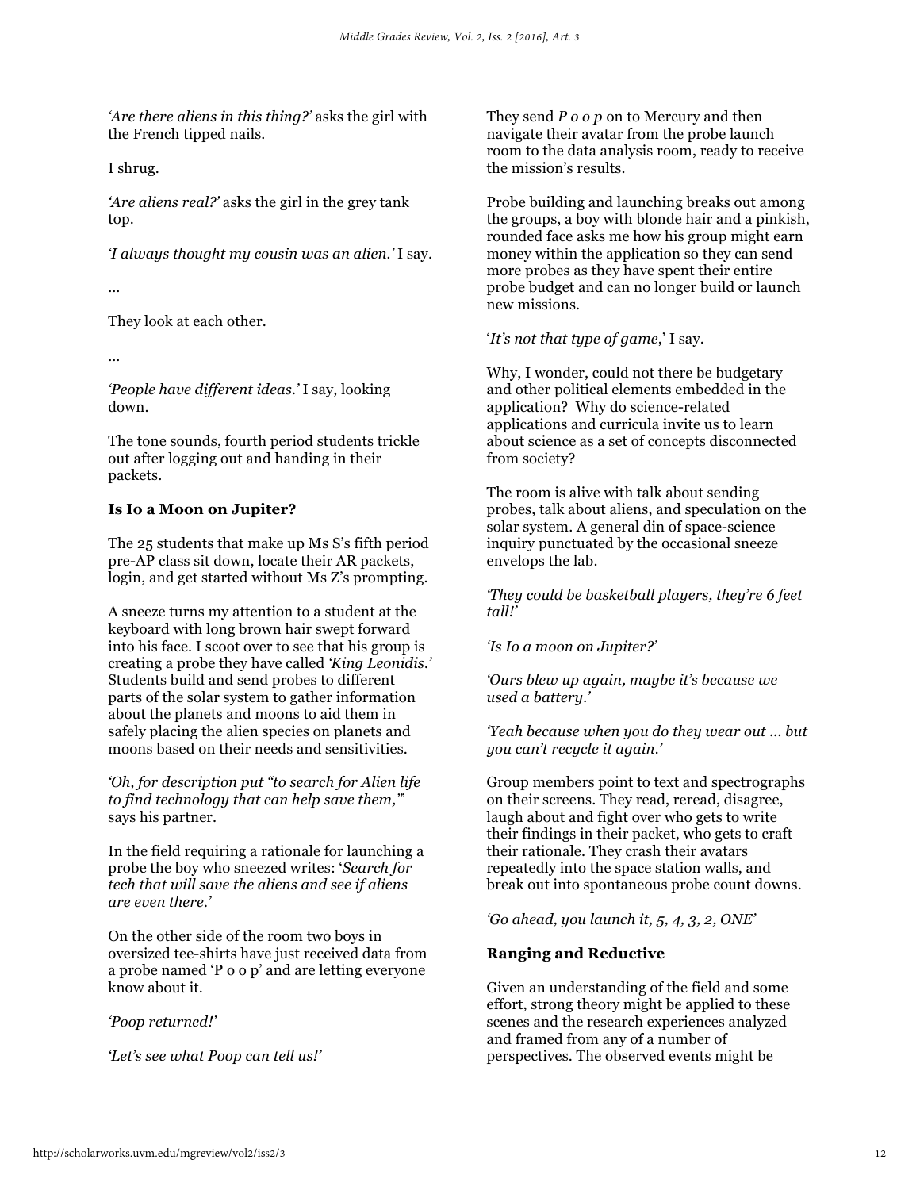*'Are there aliens in this thing?'* asks the girl with the French tipped nails.

I shrug.

*'Are aliens real?'* asks the girl in the grey tank top.

*'I always thought my cousin was an alien.'* I say.

…

They look at each other.

…

*'People have different ideas.'* I say, looking down.

The tone sounds, fourth period students trickle out after logging out and handing in their packets.

### Is Io a Moon on Jupiter?

The 25 students that make up Ms S's fifth period pre-AP class sit down, locate their AR packets, login, and get started without Ms Z's prompting.

A sneeze turns my attention to a student at the keyboard with long brown hair swept forward into his face. I scoot over to see that his group is creating a probe they have called *'King Leonidis.'* Students build and send probes to different parts of the solar system to gather information about the planets and moons to aid them in safely placing the alien species on planets and moons based on their needs and sensitivities.

*'Oh, for description put "to search for Alien life to find technology that can help save them,"'* says his partner.

In the field requiring a rationale for launching a probe the boy who sneezed writes: '*Search for tech that will save the aliens and see if aliens are even there.'*

On the other side of the room two boys in oversized tee-shirts have just received data from a probe named 'P o o p' and are letting everyone know about it.

*'Poop returned!'*

*'Let's see what Poop can tell us!'*

They send *P o o p* on to Mercury and then navigate their avatar from the probe launch room to the data analysis room, ready to receive the mission's results.

Probe building and launching breaks out among the groups, a boy with blonde hair and a pinkish, rounded face asks me how his group might earn money within the application so they can send more probes as they have spent their entire probe budget and can no longer build or launch new missions.

'*It's not that type of game*,' I say.

Why, I wonder, could not there be budgetary and other political elements embedded in the application? Why do science-related applications and curricula invite us to learn about science as a set of concepts disconnected from society?

The room is alive with talk about sending probes, talk about aliens, and speculation on the solar system. A general din of space-science inquiry punctuated by the occasional sneeze envelops the lab.

*'They could be basketball players, they're 6 feet tall!'*

*'Is Io a moon on Jupiter?'*

*'Ours blew up again, maybe it's because we used a battery.'*

*'Yeah because when you do they wear out … but you can't recycle it again.'*

Group members point to text and spectrographs on their screens. They read, reread, disagree, laugh about and fight over who gets to write their findings in their packet, who gets to craft their rationale. They crash their avatars repeatedly into the space station walls, and break out into spontaneous probe count downs.

*'Go ahead, you launch it, 5, 4, 3, 2, ONE'*

### Ranging and Reductive

Given an understanding of the field and some effort, strong theory might be applied to these scenes and the research experiences analyzed and framed from any of a number of perspectives. The observed events might be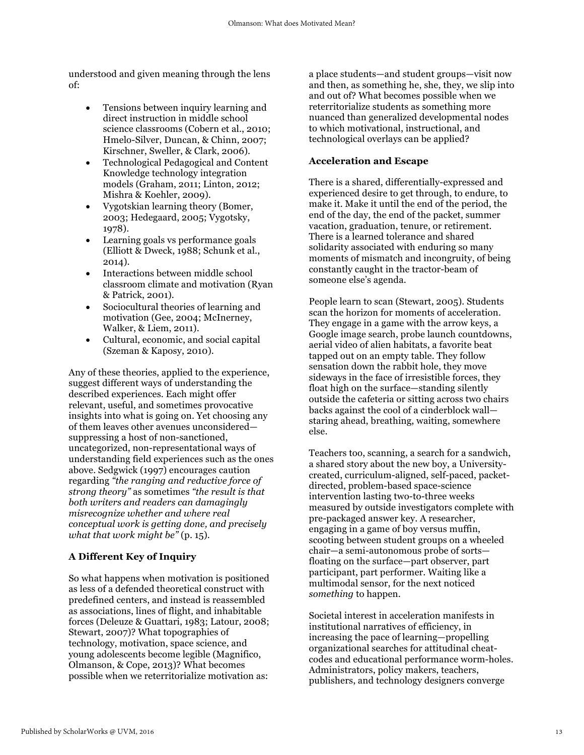understood and given meaning through the lens of:

- Tensions between inquiry learning and direct instruction in middle school science classrooms (Cobern et al., 2010; Hmelo-Silver, Duncan, & Chinn, 2007; Kirschner, Sweller, & Clark, 2006).
- Technological Pedagogical and Content Knowledge technology integration models (Graham, 2011; Linton, 2012; Mishra & Koehler, 2009).
- Vygotskian learning theory (Bomer, 2003; Hedegaard, 2005; Vygotsky, 1978).
- Learning goals vs performance goals (Elliott & Dweck, 1988; Schunk et al., 2014).
- Interactions between middle school classroom climate and motivation (Ryan & Patrick, 2001).
- Sociocultural theories of learning and motivation (Gee, 2004; McInerney, Walker, & Liem, 2011).
- Cultural, economic, and social capital (Szeman & Kaposy, 2010).

Any of these theories, applied to the experience, suggest different ways of understanding the described experiences. Each might offer relevant, useful, and sometimes provocative insights into what is going on. Yet choosing any of them leaves other avenues unconsidered—suppressing a host of non-sanctioned, uncategorized, non-representational ways of understanding field experiences such as the ones above. Sedgwick (1997) encourages caution regarding *"the ranging and reductive force of strong theory"* as sometimes *"the result is that both writers and readers can damagingly misrecognize whether and where real conceptual work is getting done, and precisely what that work might be"* (p. 15).

## A Different Key of Inquiry

So what happens when motivation is positioned as less of a defended theoretical construct with predefined centers, and instead is reassembled as associations, lines of flight, and inhabitable forces (Deleuze & Guattari, 1983; Latour, 2008; Stewart, 2007)? What topographies of technology, motivation, space science, and young adolescents become legible (Magnifico, Olmanson, & Cope, 2013)? What becomes possible when we reterritorialize motivation as: a place students—and student groups—visit now and then, as something he, she, they, we slip into and out of? What becomes possible when we reterritorialize students as something more nuanced than generalized developmental nodes to which motivational, instructional, and technological overlays can be applied?

## Acceleration and Escape

There is a shared, differentially-expressed and experienced desire to get through, to endure, to make it. Make it until the end of the period, the end of the day, the end of the packet, summer vacation, graduation, tenure, or retirement. There is a learned tolerance and shared solidarity associated with enduring so many moments of mismatch and incongruity, of being constantly caught in the tractor-beam of someone else's agenda.

People learn to scan (Stewart, 2005). Students scan the horizon for moments of acceleration. They engage in a game with the arrow keys, a Google image search, probe launch countdowns, aerial video of alien habitats, a favorite beat tapped out on an empty table. They follow sensation down the rabbit hole, they move sideways in the face of irresistible forces, they float high on the surface—standing silently outside the cafeteria or sitting across two chairs backs against the cool of a cinderblock wall—staring ahead, breathing, waiting, somewhere else.

Teachers too, scanning, a search for a sandwich, a shared story about the new boy, a University-created, curriculum-aligned, self-paced, packet-directed, problem-based space-science intervention lasting two-to-three weeks measured by outside investigators complete with pre-packaged answer key. A researcher, engaging in a game of boy versus muffin, scooting between student groups on a wheeled chair—a semi-autonomous probe of sorts—floating on the surface—part observer, part participant, part performer. Waiting like a multimodal sensor, for the next noticed *something* to happen.

Societal interest in acceleration manifests in institutional narratives of efficiency, in increasing the pace of learning—propelling organizational searches for attitudinal cheat-codes and educational performance worm-holes. Administrators, policy makers, teachers, publishers, and technology designers converge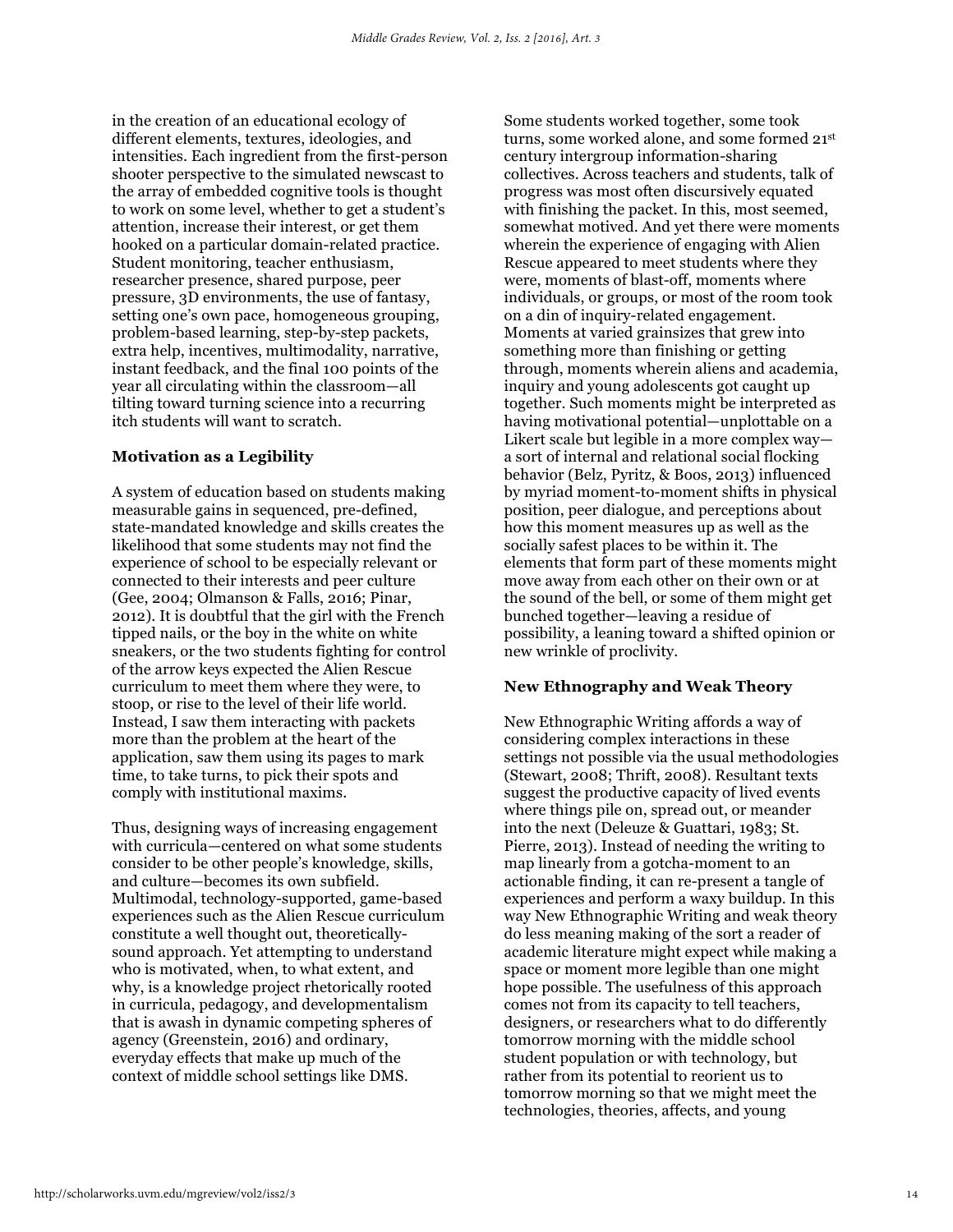in the creation of an educational ecology of different elements, textures, ideologies, and intensities. Each ingredient from the first-person shooter perspective to the simulated newscast to the array of embedded cognitive tools is thought to work on some level, whether to get a student's attention, increase their interest, or get them hooked on a particular domain-related practice. Student monitoring, teacher enthusiasm, researcher presence, shared purpose, peer pressure, 3D environments, the use of fantasy, setting one's own pace, homogeneous grouping, problem-based learning, step-by-step packets, extra help, incentives, multimodality, narrative, instant feedback, and the final 100 points of the year all circulating within the classroom—all tilting toward turning science into a recurring itch students will want to scratch.

### Motivation as a Legibility

A system of education based on students making measurable gains in sequenced, pre-defined, state-mandated knowledge and skills creates the likelihood that some students may not find the experience of school to be especially relevant or connected to their interests and peer culture (Gee, 2004; Olmanson & Falls, 2016; Pinar, 2012). It is doubtful that the girl with the French tipped nails, or the boy in the white on white sneakers, or the two students fighting for control of the arrow keys expected the Alien Rescue curriculum to meet them where they were, to stoop, or rise to the level of their life world. Instead, I saw them interacting with packets more than the problem at the heart of the application, saw them using its pages to mark time, to take turns, to pick their spots and comply with institutional maxims.

Thus, designing ways of increasing engagement with curricula—centered on what some students consider to be other people's knowledge, skills, and culture—becomes its own subfield. Multimodal, technology-supported, game-based experiences such as the Alien Rescue curriculum constitute a well thought out, theoretically-sound approach. Yet attempting to understand who is motivated, when, to what extent, and why, is a knowledge project rhetorically rooted in curricula, pedagogy, and developmentalism that is awash in dynamic competing spheres of agency (Greenstein, 2016) and ordinary, everyday effects that make up much of the context of middle school settings like DMS.

Some students worked together, some took turns, some worked alone, and some formed 21st century intergroup information-sharing collectives. Across teachers and students, talk of progress was most often discursively equated with finishing the packet. In this, most seemed, somewhat motived. And yet there were moments wherein the experience of engaging with Alien Rescue appeared to meet students where they were, moments of blast-off, moments where individuals, or groups, or most of the room took on a din of inquiry-related engagement. Moments at varied grainsizes that grew into something more than finishing or getting through, moments wherein aliens and academia, inquiry and young adolescents got caught up together. Such moments might be interpreted as having motivational potential—unplottable on a Likert scale but legible in a more complex way—a sort of internal and relational social flocking behavior (Belz, Pyritz, & Boos, 2013) influenced by myriad moment-to-moment shifts in physical position, peer dialogue, and perceptions about how this moment measures up as well as the socially safest places to be within it. The elements that form part of these moments might move away from each other on their own or at the sound of the bell, or some of them might get bunched together—leaving a residue of possibility, a leaning toward a shifted opinion or new wrinkle of proclivity.

### New Ethnography and Weak Theory

New Ethnographic Writing affords a way of considering complex interactions in these settings not possible via the usual methodologies (Stewart, 2008; Thrift, 2008). Resultant texts suggest the productive capacity of lived events where things pile on, spread out, or meander into the next (Deleuze & Guattari, 1983; St. Pierre, 2013). Instead of needing the writing to map linearly from a gotcha-moment to an actionable finding, it can re-present a tangle of experiences and perform a waxy buildup. In this way New Ethnographic Writing and weak theory do less meaning making of the sort a reader of academic literature might expect while making a space or moment more legible than one might hope possible. The usefulness of this approach comes not from its capacity to tell teachers, designers, or researchers what to do differently tomorrow morning with the middle school student population or with technology, but rather from its potential to reorient us to tomorrow morning so that we might meet the technologies, theories, affects, and young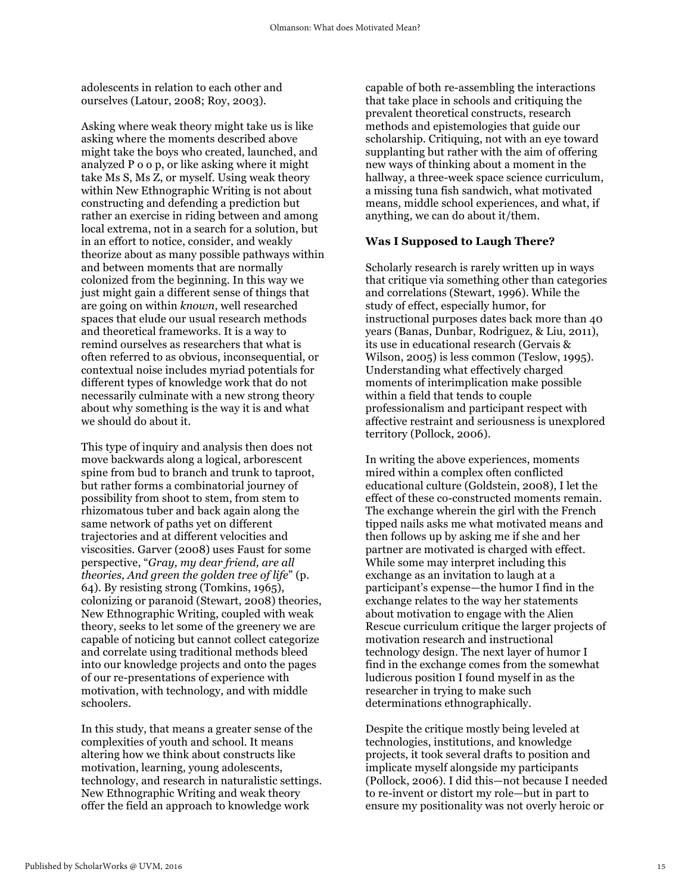adolescents in relation to each other and ourselves (Latour, 2008; Roy, 2003).

Asking where weak theory might take us is like asking where the moments described above might take the boys who created, launched, and analyzed P o o p, or like asking where it might take Ms S, Ms Z, or myself. Using weak theory within New Ethnographic Writing is not about constructing and defending a prediction but rather an exercise in riding between and among local extrema, not in a search for a solution, but in an effort to notice, consider, and weakly theorize about as many possible pathways within and between moments that are normally colonized from the beginning. In this way we just might gain a different sense of things that are going on within *known*, well researched spaces that elude our usual research methods and theoretical frameworks. It is a way to remind ourselves as researchers that what is often referred to as obvious, inconsequential, or contextual noise includes myriad potentials for different types of knowledge work that do not necessarily culminate with a new strong theory about why something is the way it is and what we should do about it.

This type of inquiry and analysis then does not move backwards along a logical, arborescent spine from bud to branch and trunk to taproot, but rather forms a combinatorial journey of possibility from shoot to stem, from stem to rhizomatous tuber and back again along the same network of paths yet on different trajectories and at different velocities and viscosities. Garver (2008) uses Faust for some perspective, "*Gray, my dear friend, are all theories, And green the golden tree of life*" (p. 64). By resisting strong (Tomkins, 1965), colonizing or paranoid (Stewart, 2008) theories, New Ethnographic Writing, coupled with weak theory, seeks to let some of the greenery we are capable of noticing but cannot collect categorize and correlate using traditional methods bleed into our knowledge projects and onto the pages of our re-presentations of experience with motivation, with technology, and with middle schoolers.

In this study, that means a greater sense of the complexities of youth and school. It means altering how we think about constructs like motivation, learning, young adolescents, technology, and research in naturalistic settings. New Ethnographic Writing and weak theory offer the field an approach to knowledge work capable of both re-assembling the interactions that take place in schools and critiquing the prevalent theoretical constructs, research methods and epistemologies that guide our scholarship. Critiquing, not with an eye toward supplanting but rather with the aim of offering new ways of thinking about a moment in the hallway, a three-week space science curriculum, a missing tuna fish sandwich, what motivated means, middle school experiences, and what, if anything, we can do about it/them.

### Was I Supposed to Laugh There?

Scholarly research is rarely written up in ways that critique via something other than categories and correlations (Stewart, 1996). While the study of effect, especially humor, for instructional purposes dates back more than 40 years (Banas, Dunbar, Rodriguez, & Liu, 2011), its use in educational research (Gervais & Wilson, 2005) is less common (Teslow, 1995). Understanding what effectively charged moments of interimplication make possible within a field that tends to couple professionalism and participant respect with affective restraint and seriousness is unexplored territory (Pollock, 2006).

In writing the above experiences, moments mired within a complex often conflicted educational culture (Goldstein, 2008), I let the effect of these co-constructed moments remain. The exchange wherein the girl with the French tipped nails asks me what motivated means and then follows up by asking me if she and her partner are motivated is charged with effect. While some may interpret including this exchange as an invitation to laugh at a participant's expense—the humor I find in the exchange relates to the way her statements about motivation to engage with the Alien Rescue curriculum critique the larger projects of motivation research and instructional technology design. The next layer of humor I find in the exchange comes from the somewhat ludicrous position I found myself in as the researcher in trying to make such determinations ethnographically.

Despite the critique mostly being leveled at technologies, institutions, and knowledge projects, it took several drafts to position and implicate myself alongside my participants (Pollock, 2006). I did this—not because I needed to re-invent or distort my role—but in part to ensure my positionality was not overly heroic or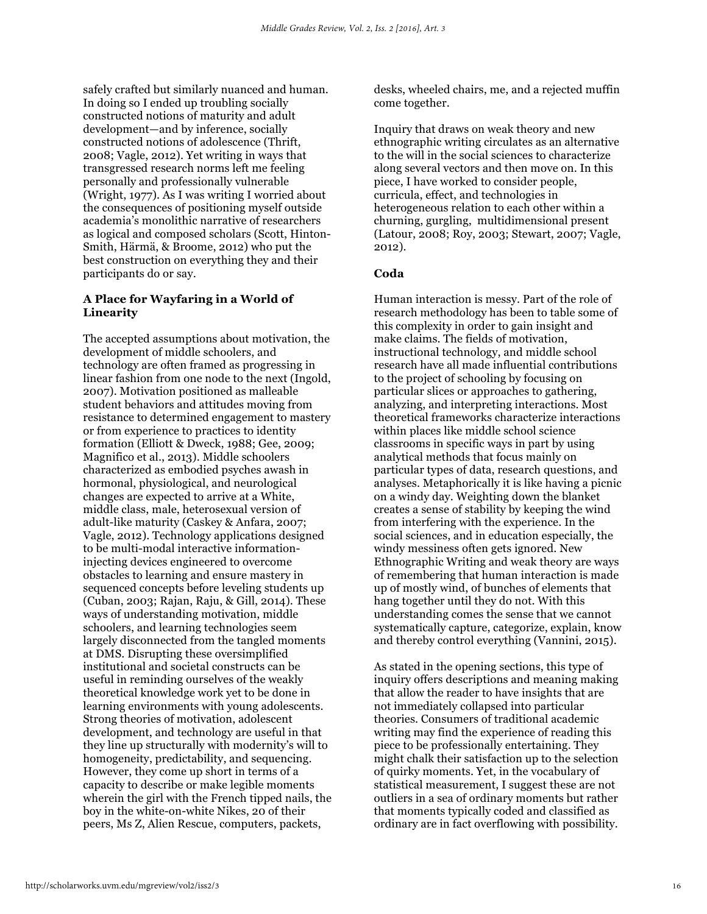safely crafted but similarly nuanced and human. In doing so I ended up troubling socially constructed notions of maturity and adult development—and by inference, socially constructed notions of adolescence (Thrift, 2008; Vagle, 2012). Yet writing in ways that transgressed research norms left me feeling personally and professionally vulnerable (Wright, 1977). As I was writing I worried about the consequences of positioning myself outside academia's monolithic narrative of researchers as logical and composed scholars (Scott, Hinton-Smith, Härmä, & Broome, 2012) who put the best construction on everything they and their participants do or say.

### A Place for Wayfaring in a World of Linearity

The accepted assumptions about motivation, the development of middle schoolers, and technology are often framed as progressing in linear fashion from one node to the next (Ingold, 2007). Motivation positioned as malleable student behaviors and attitudes moving from resistance to determined engagement to mastery or from experience to practices to identity formation (Elliott & Dweck, 1988; Gee, 2009; Magnifico et al., 2013). Middle schoolers characterized as embodied psyches awash in hormonal, physiological, and neurological changes are expected to arrive at a White, middle class, male, heterosexual version of adult-like maturity (Caskey & Anfara, 2007; Vagle, 2012). Technology applications designed to be multi-modal interactive information-injecting devices engineered to overcome obstacles to learning and ensure mastery in sequenced concepts before leveling students up (Cuban, 2003; Rajan, Raju, & Gill, 2014). These ways of understanding motivation, middle schoolers, and learning technologies seem largely disconnected from the tangled moments at DMS. Disrupting these oversimplified institutional and societal constructs can be useful in reminding ourselves of the weakly theoretical knowledge work yet to be done in learning environments with young adolescents. Strong theories of motivation, adolescent development, and technology are useful in that they line up structurally with modernity's will to homogeneity, predictability, and sequencing. However, they come up short in terms of a capacity to describe or make legible moments wherein the girl with the French tipped nails, the boy in the white-on-white Nikes, 20 of their peers, Ms Z, Alien Rescue, computers, packets, desks, wheeled chairs, me, and a rejected muffin come together.

Inquiry that draws on weak theory and new ethnographic writing circulates as an alternative to the will in the social sciences to characterize along several vectors and then move on. In this piece, I have worked to consider people, curricula, effect, and technologies in heterogeneous relation to each other within a churning, gurgling, multidimensional present (Latour, 2008; Roy, 2003; Stewart, 2007; Vagle, 2012).

### Coda

Human interaction is messy. Part of the role of research methodology has been to table some of this complexity in order to gain insight and make claims. The fields of motivation, instructional technology, and middle school research have all made influential contributions to the project of schooling by focusing on particular slices or approaches to gathering, analyzing, and interpreting interactions. Most theoretical frameworks characterize interactions within places like middle school science classrooms in specific ways in part by using analytical methods that focus mainly on particular types of data, research questions, and analyses. Metaphorically it is like having a picnic on a windy day. Weighting down the blanket creates a sense of stability by keeping the wind from interfering with the experience. In the social sciences, and in education especially, the windy messiness often gets ignored. New Ethnographic Writing and weak theory are ways of remembering that human interaction is made up of mostly wind, of bunches of elements that hang together until they do not. With this understanding comes the sense that we cannot systematically capture, categorize, explain, know and thereby control everything (Vannini, 2015).

As stated in the opening sections, this type of inquiry offers descriptions and meaning making that allow the reader to have insights that are not immediately collapsed into particular theories. Consumers of traditional academic writing may find the experience of reading this piece to be professionally entertaining. They might chalk their satisfaction up to the selection of quirky moments. Yet, in the vocabulary of statistical measurement, I suggest these are not outliers in a sea of ordinary moments but rather that moments typically coded and classified as ordinary are in fact overflowing with possibility.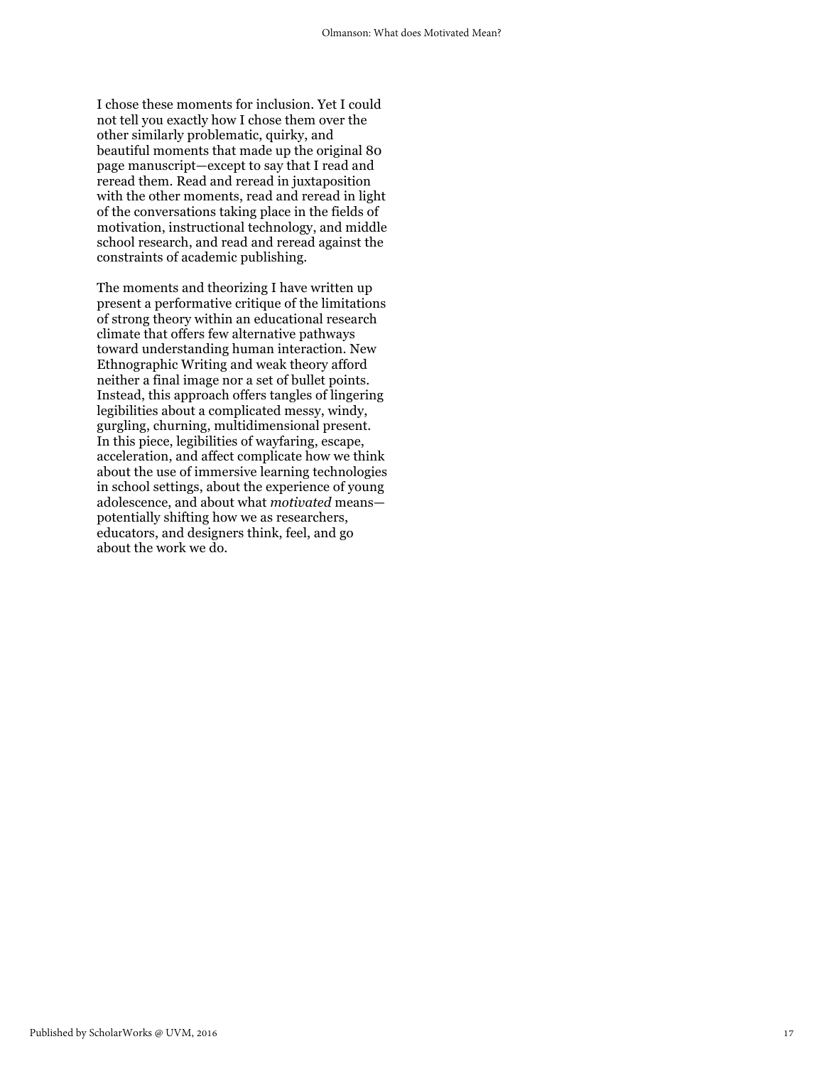I chose these moments for inclusion. Yet I could not tell you exactly how I chose them over the other similarly problematic, quirky, and beautiful moments that made up the original 80 page manuscript—except to say that I read and reread them. Read and reread in juxtaposition with the other moments, read and reread in light of the conversations taking place in the fields of motivation, instructional technology, and middle school research, and read and reread against the constraints of academic publishing.

The moments and theorizing I have written up present a performative critique of the limitations of strong theory within an educational research climate that offers few alternative pathways toward understanding human interaction. New Ethnographic Writing and weak theory afford neither a final image nor a set of bullet points. Instead, this approach offers tangles of lingering legibilities about a complicated messy, windy, gurgling, churning, multidimensional present. In this piece, legibilities of wayfaring, escape, acceleration, and affect complicate how we think about the use of immersive learning technologies in school settings, about the experience of young adolescence, and about what *motivated* means—potentially shifting how we as researchers, educators, and designers think, feel, and go about the work we do.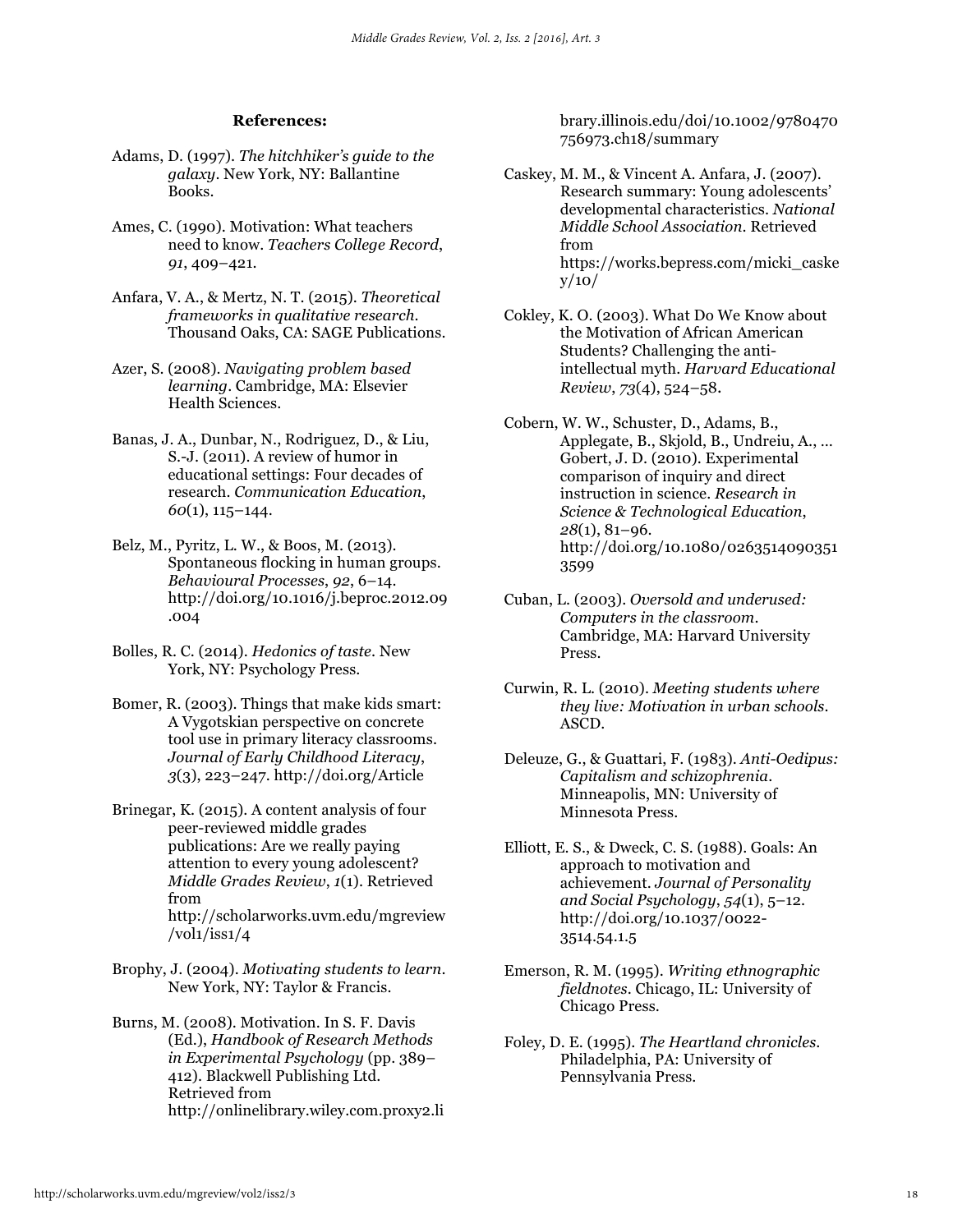**References:**

Adams, D. (1997). *The hitchhiker's guide to the galaxy*. New York, NY: Ballantine Books.

Ames, C. (1990). Motivation: What teachers need to know. *Teachers College Record*, *91*, 409–421.

Anfara, V. A., & Mertz, N. T. (2015). *Theoretical frameworks in qualitative research.* Thousand Oaks, CA: SAGE Publications.

Azer, S. (2008). *Navigating problem based learning*. Cambridge, MA: Elsevier Health Sciences.

Banas, J. A., Dunbar, N., Rodriguez, D., & Liu, S.-J. (2011). A review of humor in educational settings: Four decades of research. *Communication Education*, *60*(1), 115–144.

Belz, M., Pyritz, L. W., & Boos, M. (2013). Spontaneous flocking in human groups. *Behavioural Processes*, *92*, 6–14. http://doi.org/10.1016/j.beproc.2012.09.004

Bolles, R. C. (2014). *Hedonics of taste*. New York, NY: Psychology Press.

Bomer, R. (2003). Things that make kids smart: A Vygotskian perspective on concrete tool use in primary literacy classrooms. *Journal of Early Childhood Literacy*, *3*(3), 223–247. http://doi.org/Article

Brinegar, K. (2015). A content analysis of four peer-reviewed middle grades publications: Are we really paying attention to every young adolescent? *Middle Grades Review*, *1*(1). Retrieved from http://scholarworks.uvm.edu/mgreview/vol1/iss1/4

Brophy, J. (2004). *Motivating students to learn*. New York, NY: Taylor & Francis.

Burns, M. (2008). Motivation. In S. F. Davis (Ed.), *Handbook of Research Methods in Experimental Psychology* (pp. 389–412). Blackwell Publishing Ltd. Retrieved from http://onlinelibrary.wiley.com.proxy2.library.illinois.edu/doi/10.1002/9780470756973.ch18/summary

Caskey, M. M., & Vincent A. Anfara, J. (2007). Research summary: Young adolescents' developmental characteristics. *National Middle School Association*. Retrieved from https://works.bepress.com/micki_caskey/10/

Cokley, K. O. (2003). What Do We Know about the Motivation of African American Students? Challenging the anti-intellectual myth. *Harvard Educational Review*, *73*(4), 524–58.

Cobern, W. W., Schuster, D., Adams, B., Applegate, B., Skjold, B., Undreiu, A., … Gobert, J. D. (2010). Experimental comparison of inquiry and direct instruction in science. *Research in Science & Technological Education*, *28*(1), 81–96. http://doi.org/10.1080/02635140903513599

Cuban, L. (2003). *Oversold and underused: Computers in the classroom*. Cambridge, MA: Harvard University Press.

Curwin, R. L. (2010). *Meeting students where they live: Motivation in urban schools.* ASCD.

Deleuze, G., & Guattari, F. (1983). *Anti-Oedipus: Capitalism and schizophrenia*. Minneapolis, MN: University of Minnesota Press.

Elliott, E. S., & Dweck, C. S. (1988). Goals: An approach to motivation and achievement. *Journal of Personality and Social Psychology*, *54*(1), 5–12. http://doi.org/10.1037/0022-3514.54.1.5

Emerson, R. M. (1995). *Writing ethnographic fieldnotes*. Chicago, IL: University of Chicago Press.

Foley, D. E. (1995). *The Heartland chronicles.* Philadelphia, PA: University of Pennsylvania Press.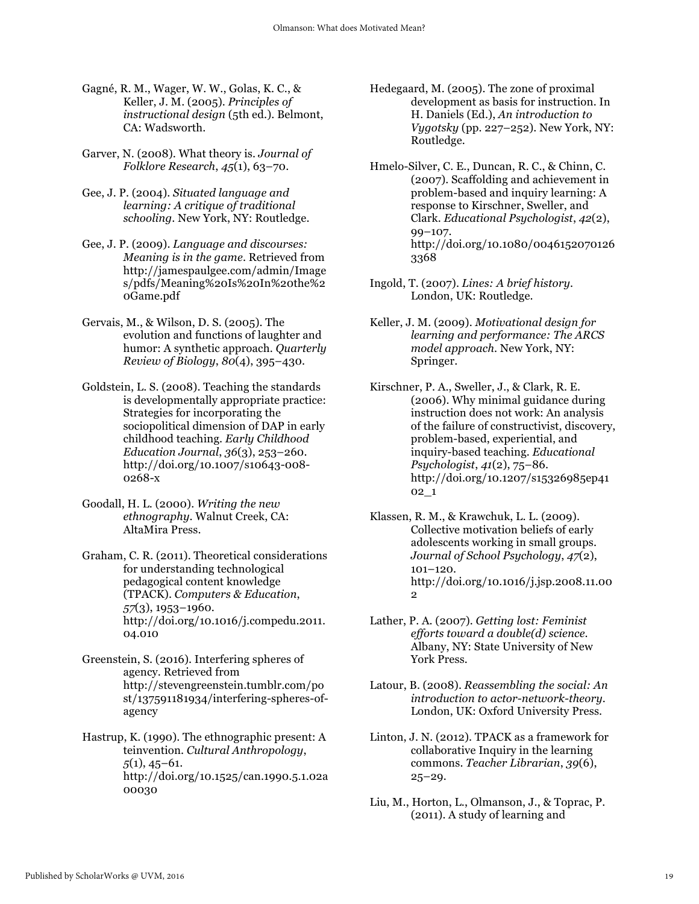Gagné, R. M., Wager, W. W., Golas, K. C., & Keller, J. M. (2005). *Principles of instructional design* (5th ed.). Belmont, CA: Wadsworth.

Garver, N. (2008). What theory is. *Journal of Folklore Research*, *45*(1), 63–70.

Gee, J. P. (2004). *Situated language and learning: A critique of traditional schooling*. New York, NY: Routledge.

Gee, J. P. (2009). *Language and discourses: Meaning is in the game*. Retrieved from http://jamespaulgee.com/admin/Images/pdfs/Meaning%20Is%20In%20the%20Game.pdf

Gervais, M., & Wilson, D. S. (2005). The evolution and functions of laughter and humor: A synthetic approach. *Quarterly Review of Biology*, *80*(4), 395–430.

Goldstein, L. S. (2008). Teaching the standards is developmentally appropriate practice: Strategies for incorporating the sociopolitical dimension of DAP in early childhood teaching. *Early Childhood Education Journal*, *36*(3), 253–260. http://doi.org/10.1007/s10643-008-0268-x

Goodall, H. L. (2000). *Writing the new ethnography*. Walnut Creek, CA: AltaMira Press.

Graham, C. R. (2011). Theoretical considerations for understanding technological pedagogical content knowledge (TPACK). *Computers & Education*, *57*(3), 1953–1960. http://doi.org/10.1016/j.compedu.2011.04.010

Greenstein, S. (2016). Interfering spheres of agency. Retrieved from http://stevengreenstein.tumblr.com/post/137591181934/interfering-spheres-of-agency

Hastrup, K. (1990). The ethnographic present: A teinvention. *Cultural Anthropology*, *5*(1), 45–61. http://doi.org/10.1525/can.1990.5.1.02a00030

Hedegaard, M. (2005). The zone of proximal development as basis for instruction. In H. Daniels (Ed.), *An introduction to Vygotsky* (pp. 227–252). New York, NY: Routledge.

Hmelo-Silver, C. E., Duncan, R. C., & Chinn, C. (2007). Scaffolding and achievement in problem-based and inquiry learning: A response to Kirschner, Sweller, and Clark. *Educational Psychologist*, *42*(2), 99–107. http://doi.org/10.1080/00461520701263368

Ingold, T. (2007). *Lines: A brief history*. London, UK: Routledge.

Keller, J. M. (2009). *Motivational design for learning and performance: The ARCS model approach*. New York, NY: Springer.

Kirschner, P. A., Sweller, J., & Clark, R. E. (2006). Why minimal guidance during instruction does not work: An analysis of the failure of constructivist, discovery, problem-based, experiential, and inquiry-based teaching. *Educational Psychologist*, *41*(2), 75–86. http://doi.org/10.1207/s15326985ep4102_1

Klassen, R. M., & Krawchuk, L. L. (2009). Collective motivation beliefs of early adolescents working in small groups. *Journal of School Psychology*, *47*(2), 101–120. http://doi.org/10.1016/j.jsp.2008.11.002

Lather, P. A. (2007). *Getting lost: Feminist efforts toward a double(d) science*. Albany, NY: State University of New York Press.

Latour, B. (2008). *Reassembling the social: An introduction to actor-network-theory*. London, UK: Oxford University Press.

Linton, J. N. (2012). TPACK as a framework for collaborative Inquiry in the learning commons. *Teacher Librarian*, *39*(6), 25–29.

Liu, M., Horton, L., Olmanson, J., & Toprac, P. (2011). A study of learning and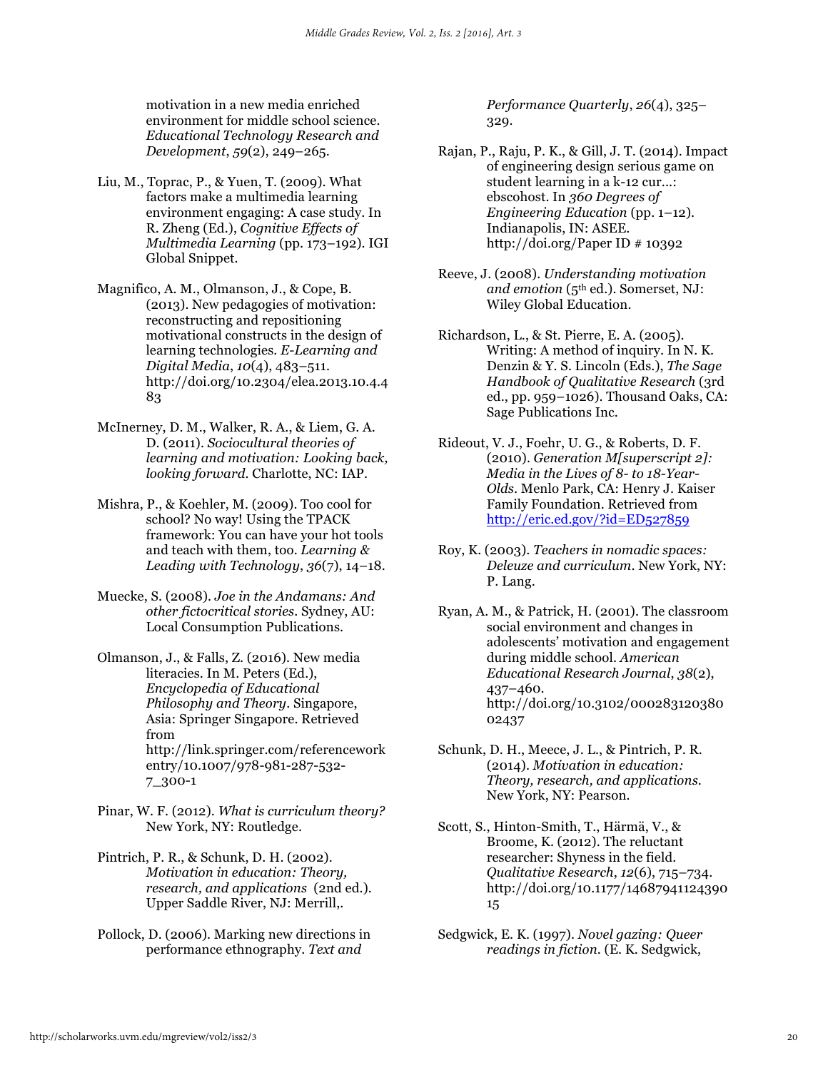motivation in a new media enriched environment for middle school science. *Educational Technology Research and Development*, *59*(2), 249–265.

Liu, M., Toprac, P., & Yuen, T. (2009). What factors make a multimedia learning environment engaging: A case study. In R. Zheng (Ed.), *Cognitive Effects of Multimedia Learning* (pp. 173–192). IGI Global Snippet.

Magnifico, A. M., Olmanson, J., & Cope, B. (2013). New pedagogies of motivation: reconstructing and repositioning motivational constructs in the design of learning technologies. *E-Learning and Digital Media*, *10*(4), 483–511. http://doi.org/10.2304/elea.2013.10.4.483

McInerney, D. M., Walker, R. A., & Liem, G. A. D. (2011). *Sociocultural theories of learning and motivation: Looking back, looking forward*. Charlotte, NC: IAP.

Mishra, P., & Koehler, M. (2009). Too cool for school? No way! Using the TPACK framework: You can have your hot tools and teach with them, too. *Learning & Leading with Technology*, *36*(7), 14–18.

Muecke, S. (2008). *Joe in the Andamans: And other fictocritical stories*. Sydney, AU: Local Consumption Publications.

Olmanson, J., & Falls, Z. (2016). New media literacies. In M. Peters (Ed.), *Encyclopedia of Educational Philosophy and Theory*. Singapore, Asia: Springer Singapore. Retrieved from http://link.springer.com/referenceworkentry/10.1007/978-981-287-532-7_300-1

Pinar, W. F. (2012). *What is curriculum theory?* New York, NY: Routledge.

Pintrich, P. R., & Schunk, D. H. (2002). *Motivation in education: Theory, research, and applications* (2nd ed.). Upper Saddle River, NJ: Merrill,.

Pollock, D. (2006). Marking new directions in performance ethnography. *Text and Performance Quarterly*, *26*(4), 325–329.

Rajan, P., Raju, P. K., & Gill, J. T. (2014). Impact of engineering design serious game on student learning in a k-12 cur...: ebscohost. In *360 Degrees of Engineering Education* (pp. 1–12). Indianapolis, IN: ASEE. http://doi.org/Paper ID # 10392

Reeve, J. (2008). *Understanding motivation and emotion* (5th ed.). Somerset, NJ: Wiley Global Education.

Richardson, L., & St. Pierre, E. A. (2005). Writing: A method of inquiry. In N. K. Denzin & Y. S. Lincoln (Eds.), *The Sage Handbook of Qualitative Research* (3rd ed., pp. 959–1026). Thousand Oaks, CA: Sage Publications Inc.

Rideout, V. J., Foehr, U. G., & Roberts, D. F. (2010). *Generation M[superscript 2]: Media in the Lives of 8- to 18-Year-Olds*. Menlo Park, CA: Henry J. Kaiser Family Foundation. Retrieved from http://eric.ed.gov/?id=ED527859

Roy, K. (2003). *Teachers in nomadic spaces: Deleuze and curriculum*. New York, NY: P. Lang.

Ryan, A. M., & Patrick, H. (2001). The classroom social environment and changes in adolescents' motivation and engagement during middle school. *American Educational Research Journal*, *38*(2), 437–460. http://doi.org/10.3102/00028312038002437

Schunk, D. H., Meece, J. L., & Pintrich, P. R. (2014). *Motivation in education: Theory, research, and applications*. New York, NY: Pearson.

Scott, S., Hinton-Smith, T., Härmä, V., & Broome, K. (2012). The reluctant researcher: Shyness in the field. *Qualitative Research*, *12*(6), 715–734. http://doi.org/10.1177/1468794112439015

Sedgwick, E. K. (1997). *Novel gazing: Queer readings in fiction*. (E. K. Sedgwick,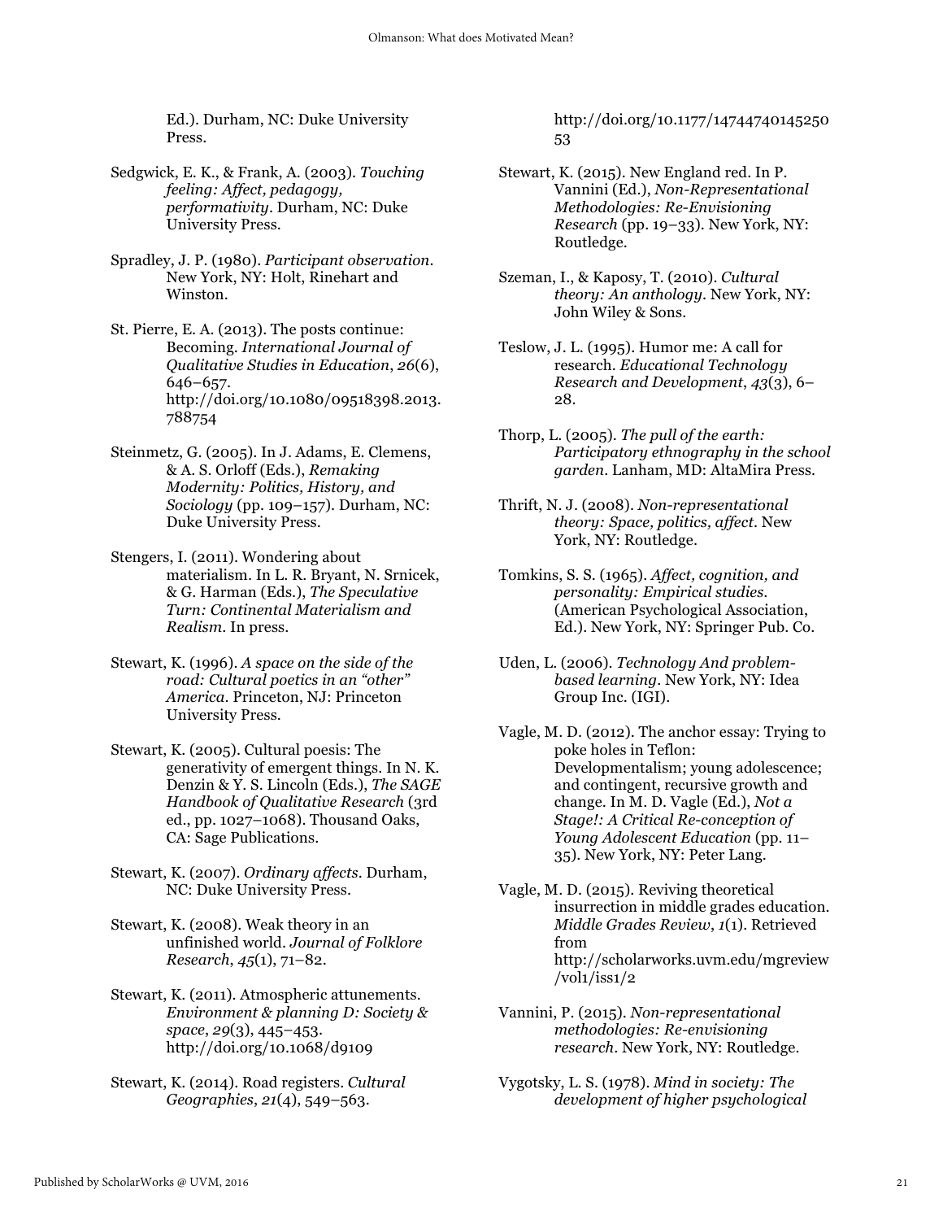Ed.). Durham, NC: Duke University Press.

Sedgwick, E. K., & Frank, A. (2003). *Touching feeling: Affect, pedagogy, performativity*. Durham, NC: Duke University Press.

Spradley, J. P. (1980). *Participant observation*. New York, NY: Holt, Rinehart and Winston.

St. Pierre, E. A. (2013). The posts continue: Becoming. *International Journal of Qualitative Studies in Education*, *26*(6), 646–657. http://doi.org/10.1080/09518398.2013.788754

Steinmetz, G. (2005). In J. Adams, E. Clemens, & A. S. Orloff (Eds.), *Remaking Modernity: Politics, History, and Sociology* (pp. 109–157). Durham, NC: Duke University Press.

Stengers, I. (2011). Wondering about materialism. In L. R. Bryant, N. Srnicek, & G. Harman (Eds.), *The Speculative Turn: Continental Materialism and Realism*. In press.

Stewart, K. (1996). *A space on the side of the road: Cultural poetics in an "other" America*. Princeton, NJ: Princeton University Press.

Stewart, K. (2005). Cultural poesis: The generativity of emergent things. In N. K. Denzin & Y. S. Lincoln (Eds.), *The SAGE Handbook of Qualitative Research* (3rd ed., pp. 1027–1068). Thousand Oaks, CA: Sage Publications.

Stewart, K. (2007). *Ordinary affects*. Durham, NC: Duke University Press.

Stewart, K. (2008). Weak theory in an unfinished world. *Journal of Folklore Research*, *45*(1), 71–82.

Stewart, K. (2011). Atmospheric attunements. *Environment & planning D: Society & space*, *29*(3), 445–453. http://doi.org/10.1068/d9109

Stewart, K. (2014). Road registers. *Cultural Geographies*, *21*(4), 549–563. http://doi.org/10.1177/1474474014525053

Stewart, K. (2015). New England red. In P. Vannini (Ed.), *Non-Representational Methodologies: Re-Envisioning Research* (pp. 19–33). New York, NY: Routledge.

Szeman, I., & Kaposy, T. (2010). *Cultural theory: An anthology*. New York, NY: John Wiley & Sons.

Teslow, J. L. (1995). Humor me: A call for research. *Educational Technology Research and Development*, *43*(3), 6–28.

Thorp, L. (2005). *The pull of the earth: Participatory ethnography in the school garden*. Lanham, MD: AltaMira Press.

Thrift, N. J. (2008). *Non-representational theory: Space, politics, affect*. New York, NY: Routledge.

Tomkins, S. S. (1965). *Affect, cognition, and personality: Empirical studies*. (American Psychological Association, Ed.). New York, NY: Springer Pub. Co.

Uden, L. (2006). *Technology And problem-based learning*. New York, NY: Idea Group Inc. (IGI).

Vagle, M. D. (2012). The anchor essay: Trying to poke holes in Teflon: Developmentalism; young adolescence; and contingent, recursive growth and change. In M. D. Vagle (Ed.), *Not a Stage!: A Critical Re-conception of Young Adolescent Education* (pp. 11–35). New York, NY: Peter Lang.

Vagle, M. D. (2015). Reviving theoretical insurrection in middle grades education. *Middle Grades Review*, *1*(1). Retrieved from http://scholarworks.uvm.edu/mgreview/vol1/iss1/2

Vannini, P. (2015). *Non-representational methodologies: Re-envisioning research*. New York, NY: Routledge.

Vygotsky, L. S. (1978). *Mind in society: The development of higher psychological*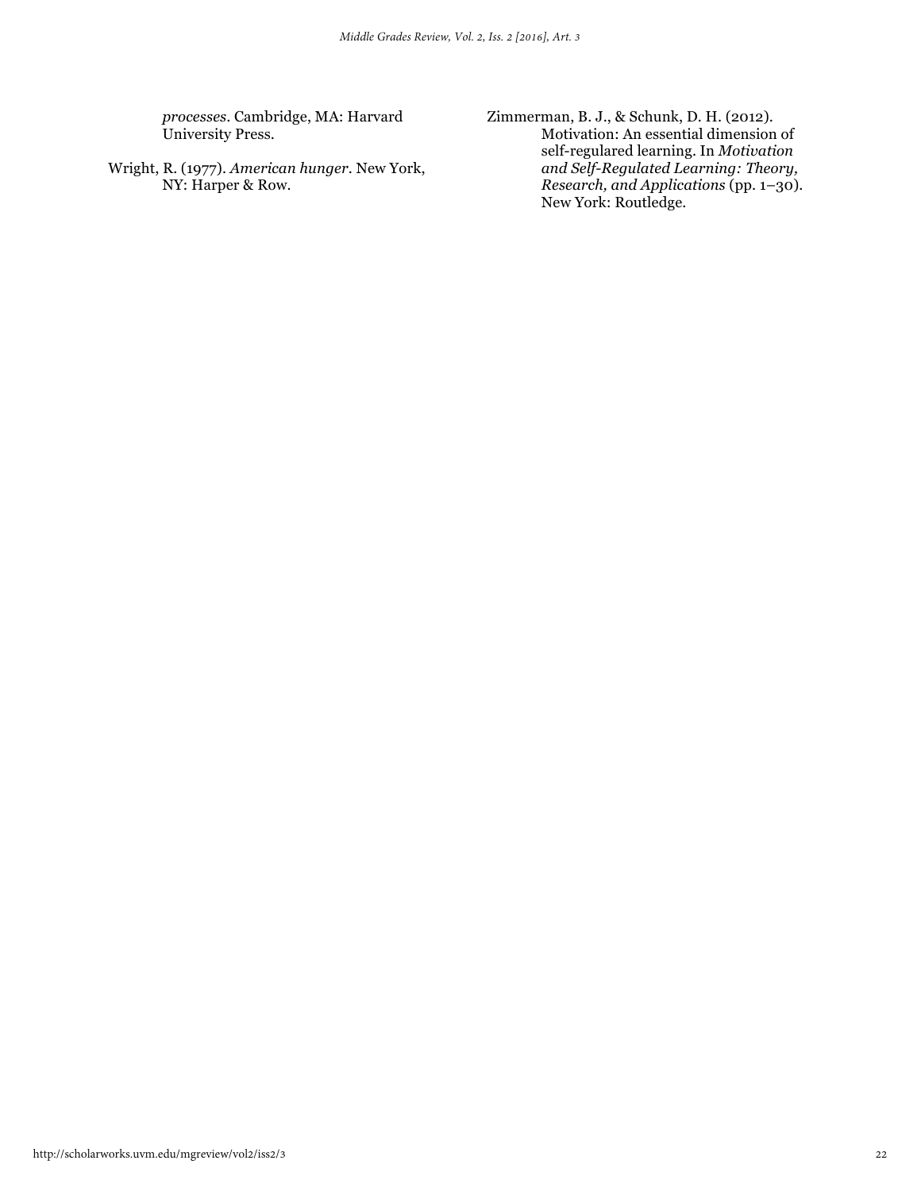*processes*. Cambridge, MA: Harvard University Press.

Wright, R. (1977). *American hunger*. New York, NY: Harper & Row.

Zimmerman, B. J., & Schunk, D. H. (2012). Motivation: An essential dimension of self-regulared learning. In *Motivation and Self-Regulated Learning: Theory, Research, and Applications* (pp. 1–30). New York: Routledge.